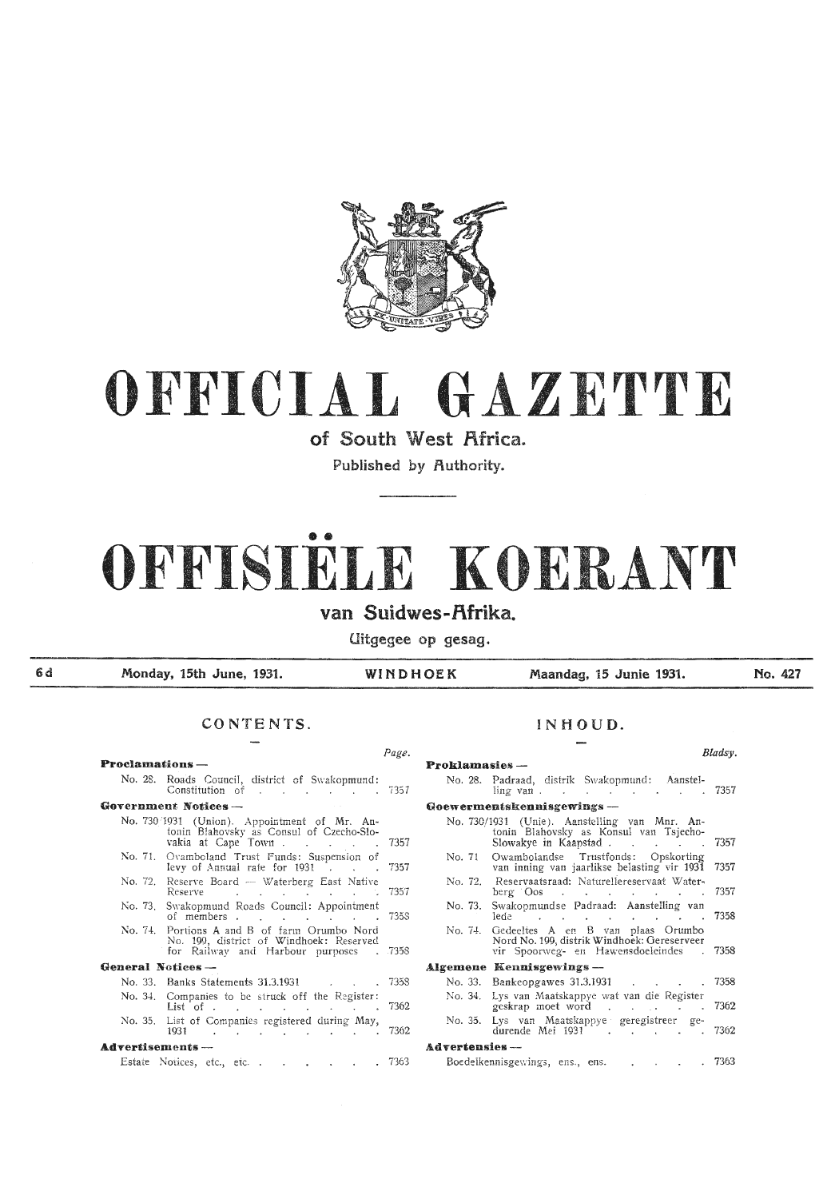# OFFICIAL GAZETTE

## of South West Africa.

Published by Authority.

# OFFISIËLE KOERANT

## van Suidwes-Afrika.

Uitgegee op gesag.

| 6d | Monday, 15th June, 1931. | WINDHOEK | Maandag, 15 Junie 1931. | No. 427 |
|---|---|---|---|---|

### CONTENTS.

| | Page. |
|---|---|
| **Proclamations —** | |
| No. 28. Roads Council, district of Swakopmund: Constitution of | 7357 |
| **Government Notices —** | |
| No. 730/1931 (Union). Appointment of Mr. Antonin Blahovsky as Consul of Czecho-Slovakia at Cape Town | 7357 |
| No. 71. Ovamboland Trust Funds: Suspension of levy of Annual rate for 1931 | 7357 |
| No. 72. Reserve Board — Waterberg East Native Reserve | 7357 |
| No. 73. Swakopmund Roads Council: Appointment of members | 7358 |
| No. 74. Portions A and B of farm Orumbo Nord No. 199, district of Windhoek: Reserved for Railway and Harbour purposes | 7358 |
| **General Notices —** | |
| No. 33. Banks Statements 31.3.1931 | 7358 |
| No. 34. Companies to be struck off the Register: List of | 7362 |
| No. 35. List of Companies registered during May, 1931 | 7362 |
| **Advertisements —** | |
| Estate Notices, etc., etc. | 7363 |

### INHOUD.

| | Bladsy. |
|---|---|
| **Proklamasies —** | |
| No. 28. Padraad, distrik Swakopmund: Aanstelling van | 7357 |
| **Goewermentskennisgewings —** | |
| No. 730/1931 (Unie). Aanstelling van Mnr. Antonin Blahovsky as Konsul van Tsjecho-Slowakye in Kaapstad | 7357 |
| No. 71 Owambolandse Trustfonds: Opskorting van inning van jaarlikse belasting vir 1931 | 7357 |
| No. 72. Reservaatsraad: Naturellereservaat Waterberg Oos | 7357 |
| No. 73. Swakopmundse Padraad: Aanstelling van lede | 7358 |
| No. 74. Gedeeltes A en B van plaas Orumbo Nord No. 199, distrik Windhoek: Gereserveer vir Spoorweg- en Hawensdoeleindes | 7358 |
| **Algemene Kennisgewings —** | |
| No. 33. Bankeopgawes 31.3.1931 | 7358 |
| No. 34. Lys van Maatskappye wat van die Register geskrap moet word | 7362 |
| No. 35. Lys van Maatskappye geregistreer gedurende Mei 1931 | 7362 |
| **Advertensies —** | |
| Boedelkennisgewings, ens., ens. | 7363 |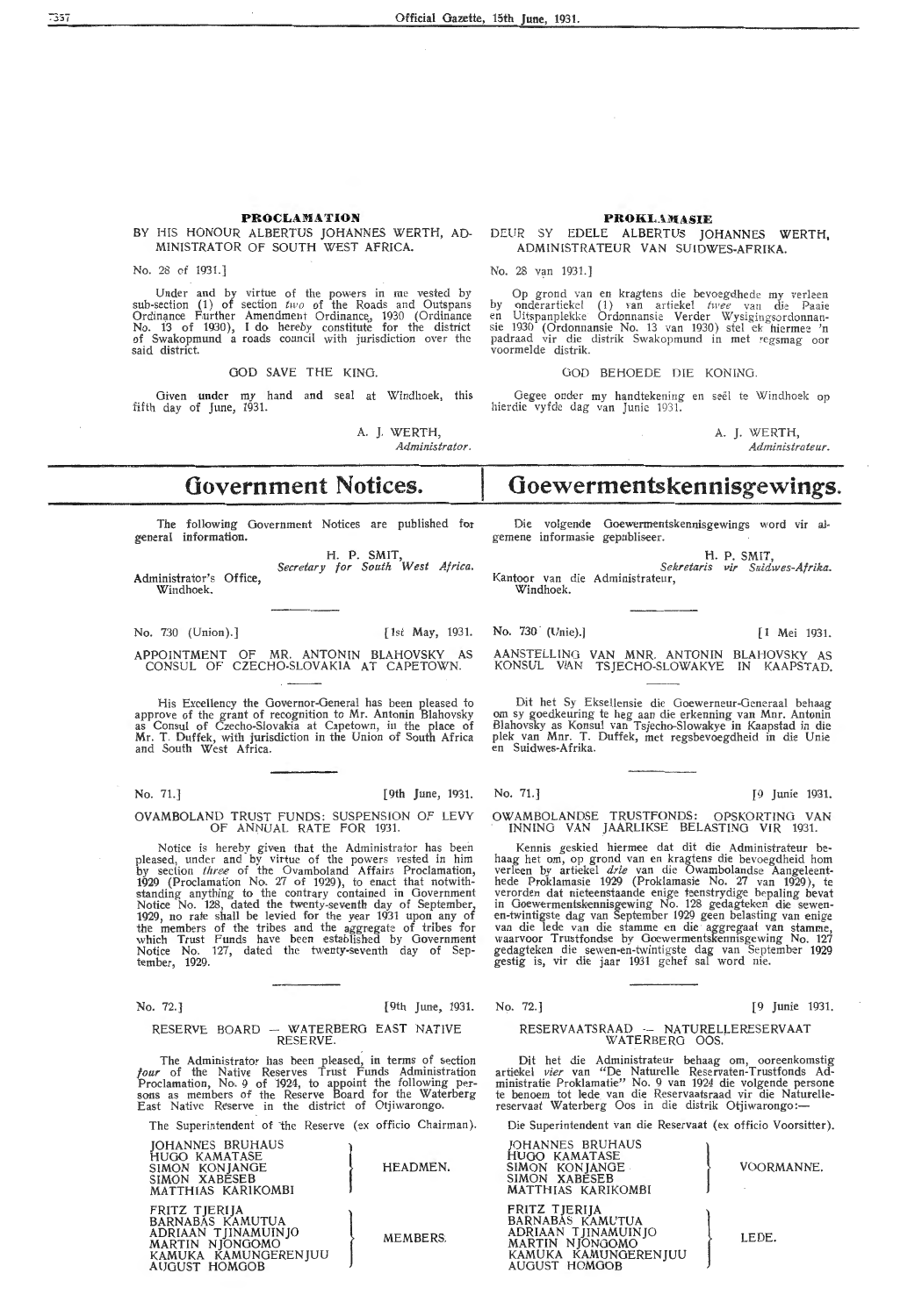## PROCLAMATION

BY HIS HONOUR ALBERTUS JOHANNES WERTH, ADMINISTRATOR OF SOUTH WEST AFRICA.

No. 28 of 1931.]

Under and by virtue of the powers in me vested by sub-section (1) of section *two* of the Roads and Outspans Ordinance Further Amendment Ordinance, 1930 (Ordinance No. 13 of 1930), I do hereby constitute for the district of Swakopmund a roads council with jurisdiction over the said district.

GOD SAVE THE KING.

Given under my hand and seal at Windhoek, this fifth day of June, 1931.

A. J. WERTH,
*Administrator.*

## PROKLAMASIE

DEUR SY EDELE ALBERTUS JOHANNES WERTH, ADMINISTRATEUR VAN SUIDWES-AFRIKA.

No. 28 van 1931.]

Op grond van en kragtens die bevoegdhede my verleen by onderartiekel (1) van artiekel *twee* van die Paaie en Uitspanplekke Ordonnansie Verder Wysigingsordonnansie 1930 (Ordonnansie No. 13 van 1930) stel ek hiermee 'n padraad vir die distrik Swakopmund in met regsmag oor voormelde distrik.

GOD BEHOEDE DIE KONING.

Gegee onder my handtekening en seël te Windhoek op hierdie vyfde dag van Junie 1931.

A. J. WERTH,
*Administrateur.*

# Government Notices.

The following Government Notices are published for general information.

H. P. SMIT,
*Secretary for South West Africa.*

Administrator's Office,
Windhoek.

# Goewermentskennisgewings.

Die volgende Goewermentskennisgewings word vir algemene informasie gepubliseer.

H. P. SMIT,
*Sekretaris vir Suidwes-Afrika.*

Kantoor van die Administrateur,
Windhoek.

No. 730 (Union).] [1st May, 1931.

APPOINTMENT OF MR. ANTONIN BLAHOVSKY AS CONSUL OF CZECHO-SLOVAKIA AT CAPETOWN.

His Excellency the Governor-General has been pleased to approve of the grant of recognition to Mr. Antonin Blahovsky as Consul of Czecho-Slovakia at Capetown, in the place of Mr. T. Duffek, with jurisdiction in the Union of South Africa and South West Africa.

No. 730 (Unie).] [1 Mei 1931.

AANSTELLING VAN MNR. ANTONIN BLAHOVSKY AS KONSUL VAN TSJECHO-SLOWAKYE IN KAAPSTAD.

Dit het Sy Eksellensie die Goewerneur-Generaal behaag om sy goedkeuring te heg aan die erkenning van Mnr. Antonin Blahovsky as Konsul van Tsjecho-Slowakye in Kaapstad in die plek van Mnr. T. Duffek, met regsbevoegdheid in die Unie en Suidwes-Afrika.

No. 71.] [9th June, 1931.

OVAMBOLAND TRUST FUNDS: SUSPENSION OF LEVY OF ANNUAL RATE FOR 1931.

Notice is hereby given that the Administrator has been pleased, under and by virtue of the powers vested in him by section *three* of the Ovamboland Affairs Proclamation, 1929 (Proclamation No. 27 of 1929), to enact that notwithstanding anything to the contrary contained in Government Notice No. 128, dated the twenty-seventh day of September, 1929, no rate shall be levied for the year 1931 upon any of the members of the tribes and the aggregate of tribes for which Trust Funds have been established by Government Notice No. 127, dated the twenty-seventh day of September, 1929.

No. 71.] [9 Junie 1931.

OWAMBOLANDSE TRUSTFONDS: OPSKORTING VAN INNING VAN JAARLIKSE BELASTING VIR 1931.

Kennis geskied hiermee dat dit die Administrateur behaag het om, op grond van en kragtens die bevoegdheid hom verleen by artiekel *drie* van die Owambolandse Aangeleenthede Proklamasie 1929 (Proklamasie No. 27 van 1929), te verorden dat nieteenstaande enige teenstrydige bepaling bevat in Goewermentskennisgewing No. 128 gedagteken die sewen-en-twintigste dag van September 1929 geen belasting van enige van die lede van die stamme en die aggregaat van stamme, waarvoor Trustfondse by Goewermentskennisgewing No. 127 gedagteken die sewen-en-twintigste dag van September 1929 gestig is, vir die jaar 1931 gehef sal word nie.

No. 72.] [9th June, 1931.

RESERVE BOARD — WATERBERG EAST NATIVE RESERVE.

The Administrator has been pleased, in terms of section *four* of the Native Reserves Trust Funds Administration Proclamation, No. 9 of 1924, to appoint the following persons as members of the Reserve Board for the Waterberg East Native Reserve in the district of Otjiwarongo.

The Superintendent of the Reserve (ex officio Chairman).

| | |
|---|---|
| JOHANNES BRUHAUS<br>HUGO KAMATASE<br>SIMON KONJANGE<br>SIMON XABESEB<br>MATTHIAS KARIKOMBI | HEADMEN. |
| FRITZ TJERIJA<br>BARNABAS KAMUTUA<br>ADRIAAN TJINAMUINJO<br>MARTIN NJONGOMO<br>KAMUKA KAMUNGERENJUU<br>AUGUST HOMGOB | MEMBERS. |

No. 72.] [9 Junie 1931.

RESERVAATSRAAD — NATURELLERESERVAAT WATERBERG OOS.

Dit het die Administrateur behaag om, ooreenkomstig artiekel *vier* van "De Naturelle Reservaten-Trustfonds Administratie Proklamatie" No. 9 van 1924 die volgende persone te benoem tot lede van die Reservaatsraad vir die Naturellereservaat Waterberg Oos in die distrik Otjiwarongo:—

Die Superintendent van die Reservaat (ex officio Voorsitter).

| | |
|---|---|
| JOHANNES BRUHAUS<br>HUGO KAMATASE<br>SIMON KONJANGE<br>SIMON XABESEB<br>MATTHIAS KARIKOMBI | VOORMANNE. |
| FRITZ TJERIJA<br>BARNABAS KAMUTUA<br>ADRIAAN TJINAMUINJO<br>MARTIN NJONGOMO<br>KAMUKA KAMUNGERENJUU<br>AUGUST HOMGOB | LEDE. |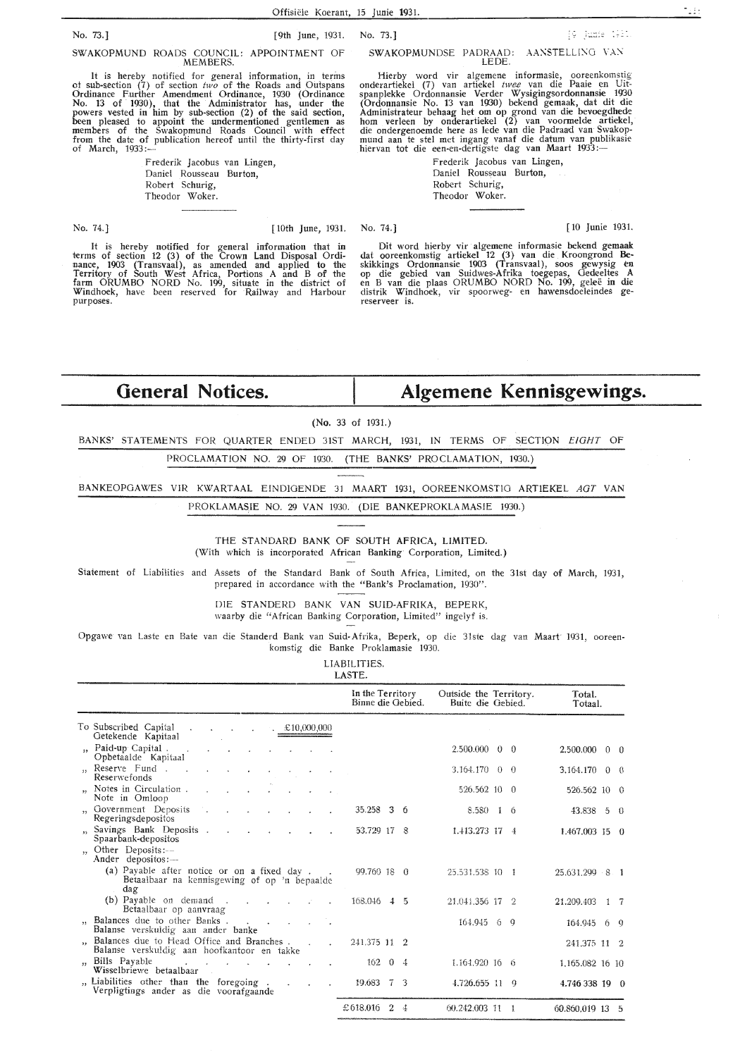No. 73.] [9th June, 1931.

SWAKOPMUND ROADS COUNCIL: APPOINTMENT OF MEMBERS.

It is hereby notified for general information, in terms of sub-section (7) of section *two* of the Roads and Outspans Ordinance Further Amendment Ordinance, 1930 (Ordinance No. 13 of 1930), that the Administrator has, under the powers vested in him by sub-section (2) of the said section, been pleased to appoint the undermentioned gentlemen as members of the Swakopmund Roads Council with effect from the date of publication hereof until the thirty-first day of March, 1933:—

Frederik Jacobus van Lingen,
Daniel Rousseau Burton,
Robert Schurig,
Theodor Woker.

No. 73.] [9 Junie 1931.

SWAKOPMUNDSE PADRAAD: AANSTELLING VAN LEDE.

Hierby word vir algemene informasie, ooreenkomstig onderartiekel (7) van artiekel *twee* van die Paaie en Uitspanplekke Ordonnansie Verder Wysigingsordonnansie 1930 (Ordonnansie No. 13 van 1930) bekend gemaak, dat dit die Administrateur behaag het om op grond van die bevoegdhede hom verleen by onderartiekel (2) van voormelde artiekel, die ondergenoemde here as lede van die Padraad van Swakopmund aan te stel met ingang vanaf die datum van publikasie hiervan tot die een-en-dertigste dag van Maart 1933:—

Frederik Jacobus van Lingen,
Daniel Rousseau Burton,
Robert Schurig,
Theodor Woker.

No. 74.] [10th June, 1931.

It is hereby notified for general information that in terms of section 12 (3) of the Crown Land Disposal Ordinance, 1903 (Transvaal), as amended and applied to the Territory of South West Africa, Portions A and B of the farm ORUMBO NORD No. 199, situate in the district of Windhoek, have been reserved for Railway and Harbour purposes.

No. 74.] [10 Junie 1931.

Dit word hierby vir algemene informasie bekend gemaak dat ooreenkomstig artiekel 12 (3) van die Kroongrond Beskikkings Ordonnansie 1903 (Transvaal), soos gewysig en op die gebied van Suidwes-Afrika toegepas, Gedeeltes A en B van die plaas ORUMBO NORD No. 199, geleë in die distrik Windhoek, vir spoorweg- en hawensdoeleindes gereserveer is.

# General Notices. / Algemene Kennisgewings.

(No. 33 of 1931.)

BANKS' STATEMENTS FOR QUARTER ENDED 31ST MARCH, 1931, IN TERMS OF SECTION *EIGHT* OF PROCLAMATION NO. 29 OF 1930. (THE BANKS' PROCLAMATION, 1930.)

BANKEOPGAWES VIR KWARTAAL EINDIGENDE 31 MAART 1931, OOREENKOMSTIG ARTIEKEL *AGT* VAN PROKLAMASIE NO. 29 VAN 1930. (DIE BANKEPROKLAMASIE 1930.)

THE STANDARD BANK OF SOUTH AFRICA, LIMITED.
(With which is incorporated African Banking Corporation, Limited.)

Statement of Liabilities and Assets of the Standard Bank of South Africa, Limited, on the 31st day of March, 1931, prepared in accordance with the "Bank's Proclamation, 1930".

DIE STANDERD BANK VAN SUID-AFRIKA, BEPERK,
waarby die "African Banking Corporation, Limited" ingelyf is.

Opgawe van Laste en Bate van die Standerd Bank van Suid-Afrika, Beperk, op die 31ste dag van Maart 1931, ooreenkomstig die Banke Proklamasie 1930.

LIABILITIES.
LASTE.

| | In the Territory / Binne die Gebied. | Outside the Territory. / Buite die Gebied. | Total. / Totaal. |
|---|---|---|---|
| To Subscribed Capital / Getekende Kapitaal . . . . . £10,000,000 | | | |
| ,, Paid-up Capital / Opbetaalde Kapitaal | | 2.500.000 0 0 | 2.500.000 0 0 |
| ,, Reserve Fund / Reserwefonds | | 3.164.170 0 0 | 3.164.170 0 0 |
| ,, Notes in Circulation / Note in Omloop | | 526.562 10 0 | 526.562 10 0 |
| ,, Government Deposits / Regeringsdepositos | 35.258 3 6 | 8.580 1 6 | 43.838 5 0 |
| ,, Savings Bank Deposits / Spaarbank-depositos | 53.729 17 8 | 1.413.273 17 4 | 1.467.003 15 0 |
| ,, Other Deposits:— / Ander depositos:— | | | |
| (a) Payable after notice or on a fixed day / Betaalbaar na kennisgewing of op 'n bepaalde dag | 99.760 18 0 | 25.531.538 10 1 | 25.631.299 8 1 |
| (b) Payable on demand / Betaalbaar op aanvraag | 168.046 4 5 | 21.041.356 17 2 | 21.209.403 1 7 |
| ,, Balances due to other Banks / Balanse verskuldig aan ander banke | | 164.945 6 9 | 164.945 6 9 |
| ,, Balances due to Head Office and Branches / Balanse verskuldig aan hoofkantoor en takke | 241.375 11 2 | | 241.375 11 2 |
| ,, Bills Payable / Wisselbriewe betaalbaar | 162 0 4 | 1.164.920 16 6 | 1.165.082 16 10 |
| ,, Liabilities other than the foregoing / Verpligtings ander as die voorafgaande | 19.683 7 3 | 4.726.655 11 9 | 4.746.338 19 0 |
| | £618.016 2 4 | 60.242.003 11 1 | 60.860.019 13 5 |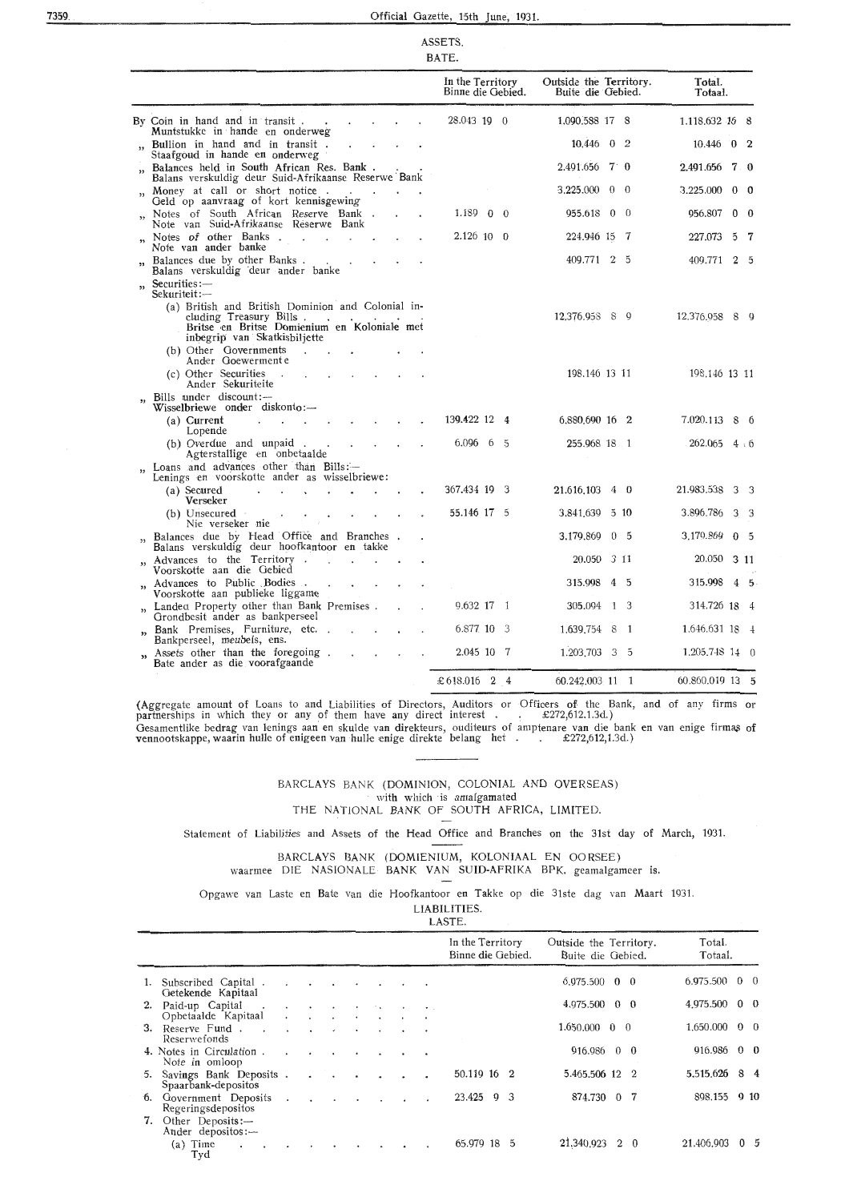## ASSETS.
## BATE.

| | In the Territory<br>Binne die Gebied. | Outside the Territory.<br>Buite die Gebied. | Total.<br>Totaal. |
|---|---|---|---|
| By Coin in hand and in transit<br>Muntstukke in hande en onderweg | 28.043 19 0 | 1.090.588 17 8 | 1.118.632 16 8 |
| „ Bullion in hand and in transit<br>Staafgoud in hande en onderweg | | 10.446 0 2 | 10.446 0 2 |
| „ Balances held in South African Res. Bank<br>Balans verskuldig deur Suid-Afrikaanse Reserwe Bank | | 2.491.656 7 0 | 2.491.656 7 0 |
| „ Money at call or short notice<br>Geld op aanvraag of kort kennisgewing | | 3.225.000 0 0 | 3.225.000 0 0 |
| „ Notes of South African Reserve Bank<br>Note van Suid-Afrikaanse Reserwe Bank | 1.189 0 0 | 955.618 0 0 | 956.807 0 0 |
| „ Notes of other Banks<br>Note van ander banke | 2.126 10 0 | 224.946 15 7 | 227.073 5 7 |
| „ Balances due by other Banks<br>Balans verskuldig deur ander banke | | 409.771 2 5 | 409.771 2 5 |
| „ Securities:—<br>Sekuriteit:— | | | |
| (a) British and British Dominion and Colonial including Treasury Bills<br>Britse en Britse Domienium en Koloniale met inbegrip van Skatkisbiljette | | 12.376.958 8 9 | 12.376.958 8 9 |
| (b) Other Governments<br>Ander Goewermente | | | |
| (c) Other Securities<br>Ander Sekuriteite | | 198.146 13 11 | 198.146 13 11 |
| „ Bills under discount:—<br>Wisselbriewe onder diskonto:— | | | |
| (a) Current<br>Lopende | 139.422 12 4 | 6.880.690 16 2 | 7.020.113 8 6 |
| (b) Overdue and unpaid<br>Agterstallige en onbetaalde | 6.096 6 5 | 255.968 18 1 | 262.065 4 6 |
| „ Loans and advances other than Bills:—<br>Lenings en voorskotte ander as wisselbriewe: | | | |
| (a) Secured<br>Verseker | 367.434 19 3 | 21.616.103 4 0 | 21.983.538 3 3 |
| (b) Unsecured<br>Nie verseker nie | 55.146 17 5 | 3.841.639 5 10 | 3.896.786 3 3 |
| „ Balances due by Head Office and Branches<br>Balans verskuldig deur hoofkantoor en takke | | 3.179.869 0 5 | 3.179.869 0 5 |
| „ Advances to the Territory<br>Voorskotte aan die Gebied | | 20.050 3 11 | 20.050 3 11 |
| „ Advances to Public Bodies<br>Voorskotte aan publieke liggame | | 315.998 4 5 | 315.998 4 5 |
| „ Landed Property other than Bank Premises<br>Grondbesit ander as bankperseel | 9.632 17 1 | 305.094 1 3 | 314.726 18 4 |
| „ Bank Premises, Furniture, etc.<br>Bankperseel, meubels, ens. | 6.877 10 3 | 1.639.754 8 1 | 1.646.631 18 4 |
| „ Assets other than the foregoing<br>Bate ander as die voorafgaande | 2.045 10 7 | 1.203.703 3 5 | 1.205.748 14 0 |
| | £618.016 2 4 | 60.242.003 11 1 | 60.860.019 13 5 |

(Aggregate amount of Loans to and Liabilities of Directors, Auditors or Officers of the Bank, and of any firms or partnerships in which they or any of them have any direct interest . . £272,612.1.3d.)
Gesamentlike bedrag van lenings aan en skulde van direkteurs, ouditeurs of amptenare van die bank en van enige firmas of vennootskappe, waarin hulle of enigeen van hulle enige direkte belang het . . £272,612,1.3d.)

---

BARCLAYS BANK (DOMINION, COLONIAL AND OVERSEAS)
with which is amalgamated
THE NATIONAL BANK OF SOUTH AFRICA, LIMITED.

Statement of Liabilities and Assets of the Head Office and Branches on the 31st day of March, 1931.

BARCLAYS BANK (DOMIENIUM, KOLONIAAL EN OORSEE)
waarmee DIE NASIONALE BANK VAN SUID-AFRIKA BPK. geamalgameer is.

Opgawe van Laste en Bate van die Hoofkantoor en Takke op die 31ste dag van Maart 1931.

## LIABILITIES.
## LASTE.

| | In the Territory<br>Binne die Gebied. | Outside the Territory.<br>Buite die Gebied. | Total.<br>Totaal. |
|---|---|---|---|
| 1. Subscribed Capital<br>Getekende Kapitaal | | 6.975.500 0 0 | 6.975.500 0 0 |
| 2. Paid-up Capital<br>Opbetaalde Kapitaal | | 4.975.500 0 0 | 4.975.500 0 0 |
| 3. Reserve Fund<br>Reserwefonds | | 1.650.000 0 0 | 1.650.000 0 0 |
| 4. Notes in Circulation<br>Note in omloop | | 916.986 0 0 | 916.986 0 0 |
| 5. Savings Bank Deposits<br>Spaarbank-depositos | 50.119 16 2 | 5.465.506 12 2 | 5.515.626 8 4 |
| 6. Government Deposits<br>Regeringsdepositos | 23.425 9 3 | 874.730 0 7 | 898.155 9 10 |
| 7. Other Deposits:—<br>Ander depositos:— | | | |
| (a) Time<br>Tyd | 65.979 18 5 | 21.340.923 2 0 | 21.406.903 0 5 |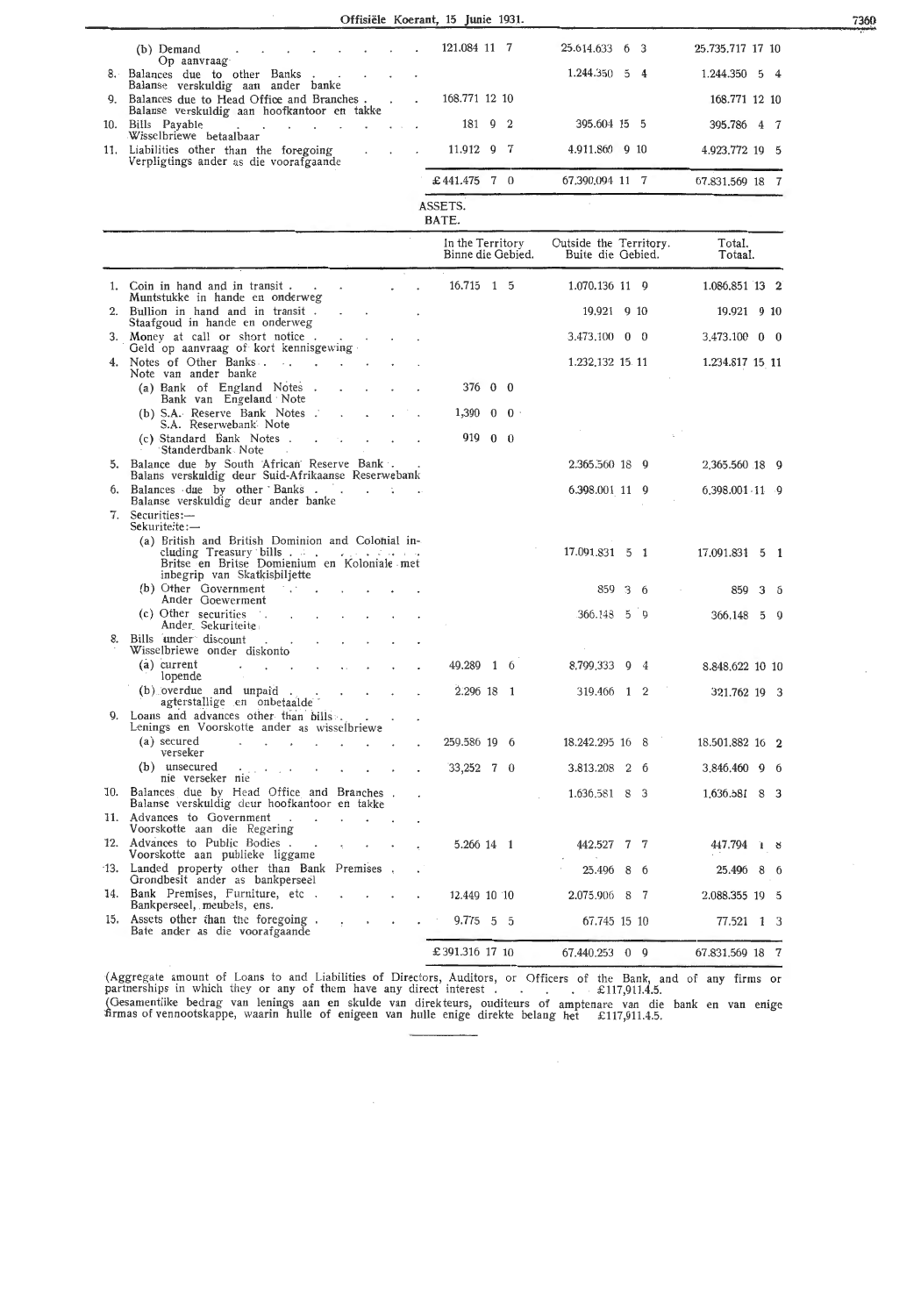| | | | |
|---|---|---|---|
| (b) Demand<br>Op aanvraag | 121.084 11 7 | 25.614.633 6 3 | 25.735.717 17 10 |
| 8. Balances due to other Banks<br>Balanse verskuldig aan ander banke | | 1.244.350 5 4 | 1.244.350 5 4 |
| 9. Balances due to Head Office and Branches<br>Balanse verskuldig aan hoofkantoor en takke | 168.771 12 10 | | 168.771 12 10 |
| 10. Bills Payable<br>Wisselbriewe betaalbaar | 181 9 2 | 395.604 15 5 | 395.786 4 7 |
| 11. Liabilities other than the foregoing<br>Verpligtings ander as die voorafgaande | 11.912 9 7 | 4.911.860 9 10 | 4.923.772 19 5 |
| | £441.475 7 0 | 67.390.094 11 7 | 67.831.569 18 7 |

ASSETS.
BATE.

| | In the Territory<br>Binne die Gebied. | Outside the Territory.<br>Buite die Gebied. | Total.<br>Totaal. |
|---|---|---|---|
| 1. Coin in hand and in transit<br>Muntstukke in hande en onderweg | 16.715 1 5 | 1.070.136 11 9 | 1.086.851 13 2 |
| 2. Bullion in hand and in transit<br>Staafgoud in hande en onderweg | | 19.921 9 10 | 19.921 9 10 |
| 3. Money at call or short notice<br>Geld op aanvraag of kort kennisgewing | | 3.473.100 0 0 | 3.473.100 0 0 |
| 4. Notes of Other Banks<br>Note van ander banke | | 1.232.132 15 11 | 1.234.817 15 11 |
| (a) Bank of England Notes<br>Bank van Engeland Note | 376 0 0 | | |
| (b) S.A. Reserve Bank Notes<br>S.A. Reserwebank Note | 1,390 0 0 | | |
| (c) Standard Bank Notes<br>Standerdbank Note | 919 0 0 | | |
| 5. Balance due by South African Reserve Bank<br>Balans verskuldig deur Suid-Afrikaanse Reserwebank | | 2.365.560 18 9 | 2.365.560 18 9 |
| 6. Balances due by other Banks<br>Balanse verskuldig deur ander banke | | 6.398.001 11 9 | 6.398.001 11 9 |
| 7. Securities:—<br>Sekuriteite:— | | | |
| (a) British and British Dominion and Colonial including Treasury bills<br>Britse en Britse Domienium en Koloniale met inbegrip van Skatkisbiljette | | 17.091.831 5 1 | 17.091.831 5 1 |
| (b) Other Government<br>Ander Goewerment | | 859 3 6 | 859 3 6 |
| (c) Other securities<br>Ander Sekuriteite | | 366.148 5 9 | 366.148 5 9 |
| 8. Bills under discount<br>Wisselbriewe onder diskonto | | | |
| (a) current<br>lopende | 49.289 1 6 | 8.799.333 9 4 | 8.848.622 10 10 |
| (b) overdue and unpaid<br>agterstallige en onbetaalde | 2.296 18 1 | 319.466 1 2 | 321.762 19 3 |
| 9. Loans and advances other than bills<br>Lenings en Voorskotte ander as wisselbriewe | | | |
| (a) secured<br>verseker | 259.586 19 6 | 18.242.295 16 8 | 18.501.882 16 2 |
| (b) unsecured<br>nie verseker nie | 33,252 7 0 | 3.813.208 2 6 | 3.846.460 9 6 |
| 10. Balances due by Head Office and Branches<br>Balanse verskuldig deur hoofkantoor en takke | | 1.636.581 8 3 | 1.636.581 8 3 |
| 11. Advances to Government<br>Voorskotte aan die Regering | | | |
| 12. Advances to Public Bodies<br>Voorskotte aan publieke liggame | 5.266 14 1 | 442.527 7 7 | 447.794 1 8 |
| 13. Landed property other than Bank Premises<br>Grondbesit ander as bankperseel | | 25.496 8 6 | 25.496 8 6 |
| 14. Bank Premises, Furniture, etc.<br>Bankperseel, meubels, ens. | 12.449 10 10 | 2.075.906 8 7 | 2.088.355 19 5 |
| 15. Assets other than the foregoing<br>Bate ander as die voorafgaande | 9.775 5 5 | 67.745 15 10 | 77.521 1 3 |
| | £391.316 17 10 | 67.440.253 0 9 | 67.831.569 18 7 |

(Aggregate amount of Loans to and Liabilities of Directors, Auditors, or Officers of the Bank, and of any firms or partnerships in which they or any of them have any direct interest . . . . £117,911.4.5.

(Gesamentlike bedrag van lenings aan en skulde van direkteurs, ouditeurs of amptenare van die bank en van enige firmas of vennootskappe, waarin hulle of enigeen van hulle enige direkte belang het £117,911.4.5.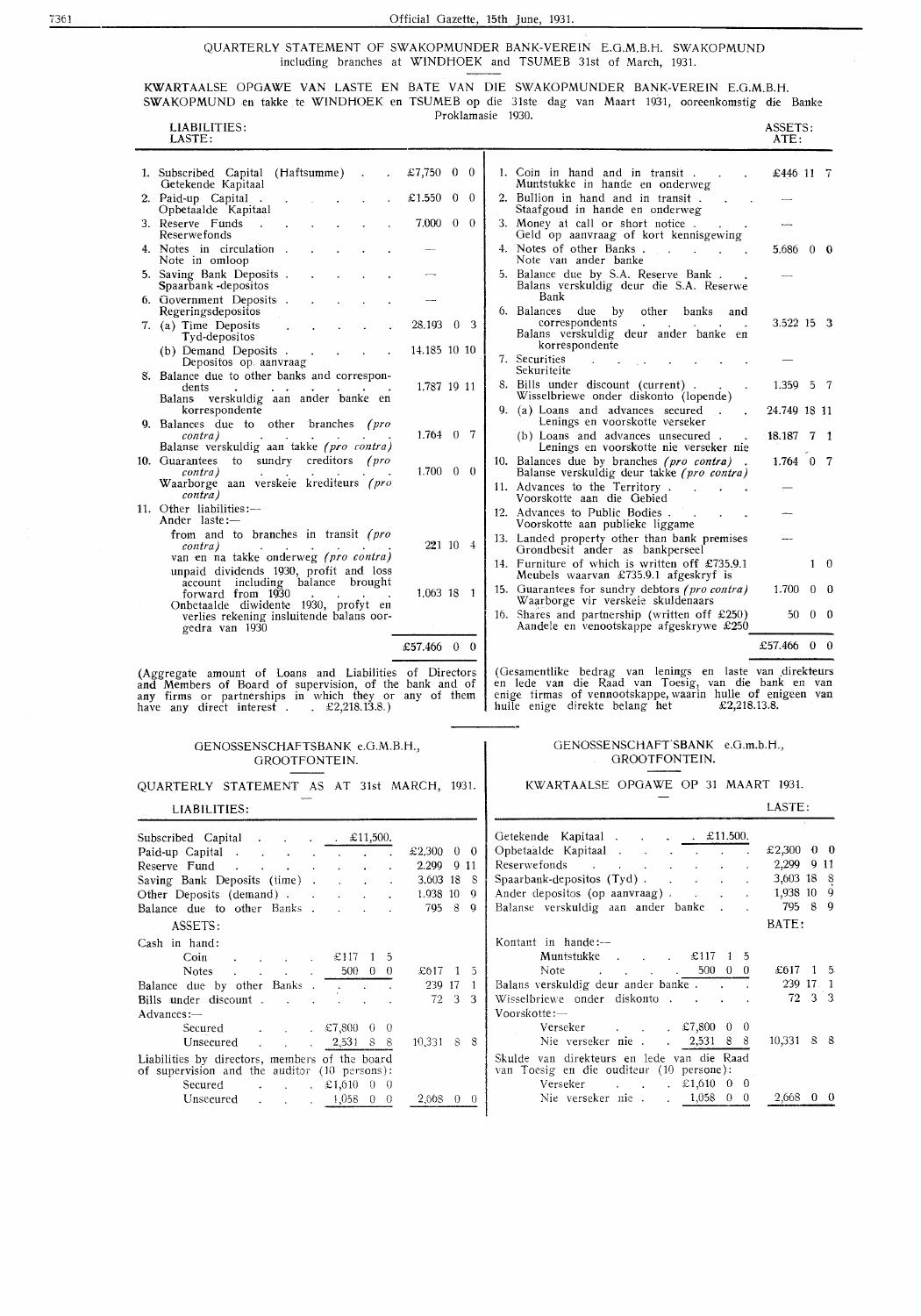QUARTERLY STATEMENT OF SWAKOPMUNDER BANK-VEREIN E.G.M.B.H. SWAKOPMUND including branches at WINDHOEK and TSUMEB 31st of March, 1931.

KWARTAALSE OPGAWE VAN LASTE EN BATE VAN DIE SWAKOPMUNDER BANK-VEREIN E.G.M.B.H. SWAKOPMUND en takke te WINDHOEK en TSUMEB op die 31ste dag van Maart 1931, ooreenkomstig die Banke Proklamasie 1930.

| LIABILITIES: LASTE: | | ASSETS: ATE: | |
|---|---|---|---|
| 1. Subscribed Capital (Haftsumme) Getekende Kapitaal | £7,750 0 0 | 1. Coin in hand and in transit. Muntstukke in hande en onderweg | £446 11 7 |
| 2. Paid-up Capital. Opbetaalde Kapitaal | £1.550 0 0 | 2. Bullion in hand and in transit. Staafgoud in hande en onderweg | — |
| 3. Reserve Funds Reservefonds | 7.000 0 0 | 3. Money at call or short notice. Geld op aanvraag of kort kennisgewing | — |
| 4. Notes in circulation. Note in omloop | — | 4. Notes of other Banks. Note van ander banke | 5.686 0 0 |
| 5. Saving Bank Deposits. Spaarbank-depositos | — | 5. Balance due by S.A. Reserve Bank. Balans verskuldig deur die S.A. Reserwe Bank | — |
| 6. Government Deposits. Regeringsdepositos | — | 6. Balances due by other banks and correspondents. Balans verskuldig deur ander banke en korrespondente | 3.522 15 3 |
| 7. (a) Time Deposits Tyd-depositos | 28.193 0 3 | 7. Securities Sekuriteite | — |
| (b) Demand Deposits. Depositos op aanvraag | 14.185 10 10 | 8. Bills under discount (current). Wisselbriewe onder diskonto (lopende) | 1.359 5 7 |
| 8. Balance due to other banks and correspondents. Balans verskuldig aan ander banke en korrespondente | 1.787 19 11 | 9. (a) Loans and advances secured. Lenings en voorskotte verseker | 24.749 18 11 |
| 9. Balances due to other branches *(pro contra)* Balanse verskuldig aan takke *(pro contra)* | 1.764 0 7 | (b) Loans and advances unsecured. Lenings en voorskotte nie verseker nie | 18.187 7 1 |
| 10. Guarantees to sundry creditors *(pro contra)* Waarborge aan verskeie krediteurs *(pro contra)* | 1.700 0 0 | 10. Balances due by branches *(pro contra)*. Balanse verskuldig deur takke *(pro contra)* | 1.764 0 7 |
| 11. Other liabilities:— Ander laste:— | | 11. Advances to the Territory. Voorskotte aan die Gebied | — |
| from and to branches in transit *(pro contra)* van en na takke onderweg *(pro contra)* | 221 10 4 | 12. Advances to Public Bodies. Voorskotte aan publieke liggame | — |
| unpaid dividends 1930, profit and loss account including balance brought forward from 1930. Onbetaalde diwidente 1930, profyt en verlies rekening insluitende balans oorgedra van 1930 | 1.063 18 1 | 13. Landed property other than bank premises Grondbesit ander as bankperseel | — |
| | | 14. Furniture of which is written off £735.9.1 Meubels waarvan £735.9.1 afgeskryf is | 1 0 |
| | | 15. Guarantees for sundry debtors *(pro contra)* Waarborge vir verskeie skuldenaars | 1.700 0 0 |
| | | 16. Shares and partnership (written off £250) Aandele en venootskappe afgeskrywe £250 | 50 0 0 |
| | £57.466 0 0 | | £57.466 0 0 |

(Aggregate amount of Loans and Liabilities of Directors and Members of Board of supervision, of the bank and of any firms or partnerships in which they or any of them have any direct interest. £2,218.13.8.)

(Gesamentlike bedrag van lenings en laste van direkteurs en lede van die Raad van Toesig, van die bank en van enige firmas of vennootskappe, waarin hulle of enigeen van hulle enige direkte belang het £2,218.13.8.

GENOSSENSCHAFTSBANK e.G.M.B.H., GROOTFONTEIN.

QUARTERLY STATEMENT AS AT 31st MARCH, 1931.

LIABILITIES:

| | | |
|---|---|---|
| Subscribed Capital | £11,500. | |
| Paid-up Capital | | £2,300 0 0 |
| Reserve Fund | | 2.299 9 11 |
| Saving Bank Deposits (time) | | 3.603 18 8 |
| Other Deposits (demand) | | 1.938 10 9 |
| Balance due to other Banks | | 795 8 9 |

ASSETS:

| | | |
|---|---|---|
| Cash in hand: | | |
| Coin | £117 1 5 | |
| Notes | 500 0 0 | £617 1 5 |
| Balance due by other Banks | | 239 17 1 |
| Bills under discount | | 72 3 3 |
| Advances:— | | |
| Secured | £7,800 0 0 | |
| Unsecured | 2,531 8 8 | 10,331 8 8 |
| Liabilities by directors, members of the board of supervision and the auditor (10 persons): | | |
| Secured | £1,610 0 0 | |
| Unsecured | 1,058 0 0 | 2,668 0 0 |

GENOSSENSCHAFT'SBANK e.G.m.b.H., GROOTFONTEIN.

KWARTAALSE OPGAWE OP 31 MAART 1931.

LASTE:

| | | |
|---|---|---|
| Getekende Kapitaal | £11.500. | |
| Opbetaalde Kapitaal | | £2,300 0 0 |
| Reserwefonds | | 2,299 9 11 |
| Spaarbank-depositos (Tyd) | | 3,603 18 8 |
| Ander depositos (op aanvraag) | | 1,938 10 9 |
| Balanse verskuldig aan ander banke | | 795 8 9 |

BATE:

| | | |
|---|---|---|
| Kontant in hande:— | | |
| Muntstukke | £117 1 5 | |
| Note | 500 0 0 | £617 1 5 |
| Balans verskuldig deur ander banke | | 239 17 1 |
| Wisselbriewe onder diskonto | | 72 3 3 |
| Voorskotte:— | | |
| Verseker | £7,800 0 0 | |
| Nie verseker nie | 2,531 8 8 | 10,331 8 8 |
| Skulde van direkteurs en lede van die Raad van Toesig en die ouditeur (10 persone): | | |
| Verseker | £1,610 0 0 | |
| Nie verseker nie | 1,058 0 0 | 2,668 0 0 |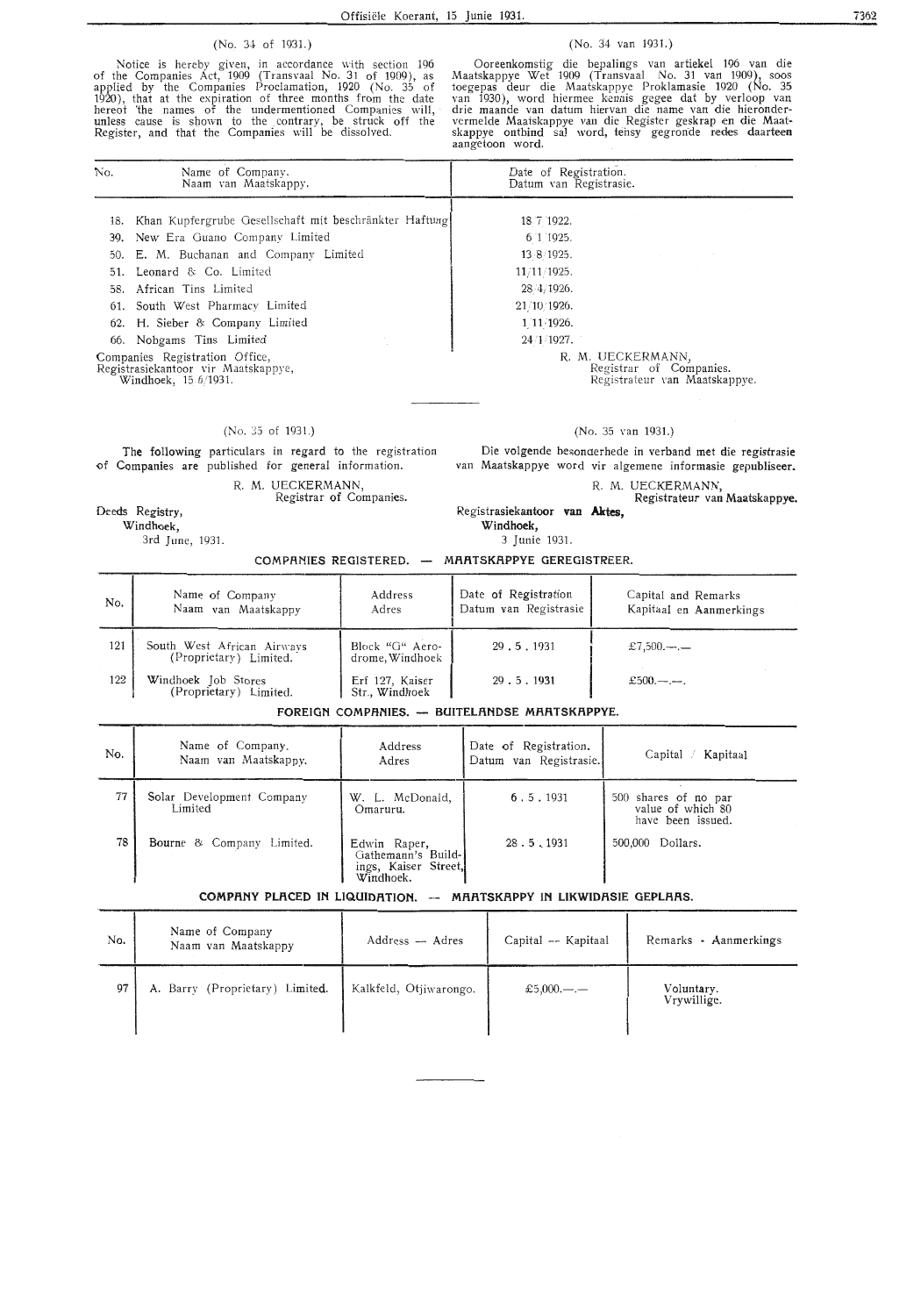(No. 34 of 1931.)

Notice is hereby given, in accordance with section 196 of the Companies Act, 1909 (Transvaal No. 31 of 1909), as applied by the Companies Proclamation, 1920 (No. 35 of 1920), that at the expiration of three months from the date hereof the names of the undermentioned Companies will, unless cause is shown to the contrary, be struck off the Register, and that the Companies will be dissolved.

(No. 34 van 1931.)

Ooreenkomstig die bepalings van artiekel 196 van die Maatskappye Wet 1909 (Transvaal No. 31 van 1909), soos toegepas deur die Maatskappye Proklamasie 1920 (No. 35 van 1930), word hiermee kennis gegee dat by verloop van drie maande van datum hiervan die name van die hierondervermelde Maatskappye van die Register geskrap en die Maatskappye ontbind sal word, tensy gegronde redes daarteen aangetoon word.

| No. | Name of Company. Naam van Maatskappy. | Date of Registration. Datum van Registrasie. |
|---|---|---|
| 18. | Khan Kupfergrube Gesellschaft mit beschränkter Haftung | 18/7/1922. |
| 39. | New Era Guano Company Limited | 6/1/1925. |
| 50. | E. M. Buchanan and Company Limited | 13/8/1925. |
| 51. | Leonard & Co. Limited | 11/11/1925. |
| 58. | African Tins Limited | 28/4/1926. |
| 61. | South West Pharmacy Limited | 21/10/1926. |
| 62. | H. Sieber & Company Limited | 1/11/1926. |
| 66. | Nobgams Tins Limited | 24/1/1927. |

Companies Registration Office,
Registrasiekantoor vir Maatskappye,
Windhoek, 15/6/1931.

R. M. UECKERMANN,
Registrar of Companies.
Registrateur van Maatskappye.

---

(No. 35 of 1931.)

The following particulars in regard to the registration of Companies are published for general information.

R. M. UECKERMANN,
Registrar of Companies.

Deeds Registry,
Windhoek,
3rd June, 1931.

(No. 35 van 1931.)

Die volgende besonderhede in verband met die registrasie van Maatskappye word vir algemene informasie gepubliseer.

R. M. UECKERMANN,
Registrateur van Maatskappye.

Registrasiekantoor van Aktes,
Windhoek,
3 Junie 1931.

## COMPANIES REGISTERED. — MAATSKAPPYE GEREGISTREER.

| No. | Name of Company Naam van Maatskappy | Address Adres | Date of Registration Datum van Registrasie | Capital and Remarks Kapitaal en Aanmerkings |
|---|---|---|---|---|
| 121 | South West African Airways (Proprietary) Limited. | Block "G" Aerodrome, Windhoek | 29 . 5 . 1931 | £7,500.—.— |
| 122 | Windhoek Job Stores (Proprietary) Limited. | Erf 127, Kaiser Str., Windhoek | 29 . 5 . 1931 | £500.—.—. |

## FOREIGN COMPANIES. — BUITELANDSE MAATSKAPPYE.

| No. | Name of Company. Naam van Maatskappy. | Address Adres | Date of Registration. Datum van Registrasie. | Capital / Kapitaal |
|---|---|---|---|---|
| 77 | Solar Development Company Limited | W. L. McDonald, Omaruru. | 6 . 5 . 1931 | 500 shares of no par value of which 80 have been issued. |
| 78 | Bourne & Company Limited. | Edwin Raper, Gathemann's Buildings, Kaiser Street, Windhoek. | 28 . 5 . 1931 | 500,000 Dollars. |

## COMPANY PLACED IN LIQUIDATION. — MAATSKAPPY IN LIKWIDASIE GEPLAAS.

| No. | Name of Company Naam van Maatskappy | Address — Adres | Capital — Kapitaal | Remarks - Aanmerkings |
|---|---|---|---|---|
| 97 | A. Barry (Proprietary) Limited. | Kalkfeld, Otjiwarongo. | £5,000.—.— | Voluntary. Vrywillige. |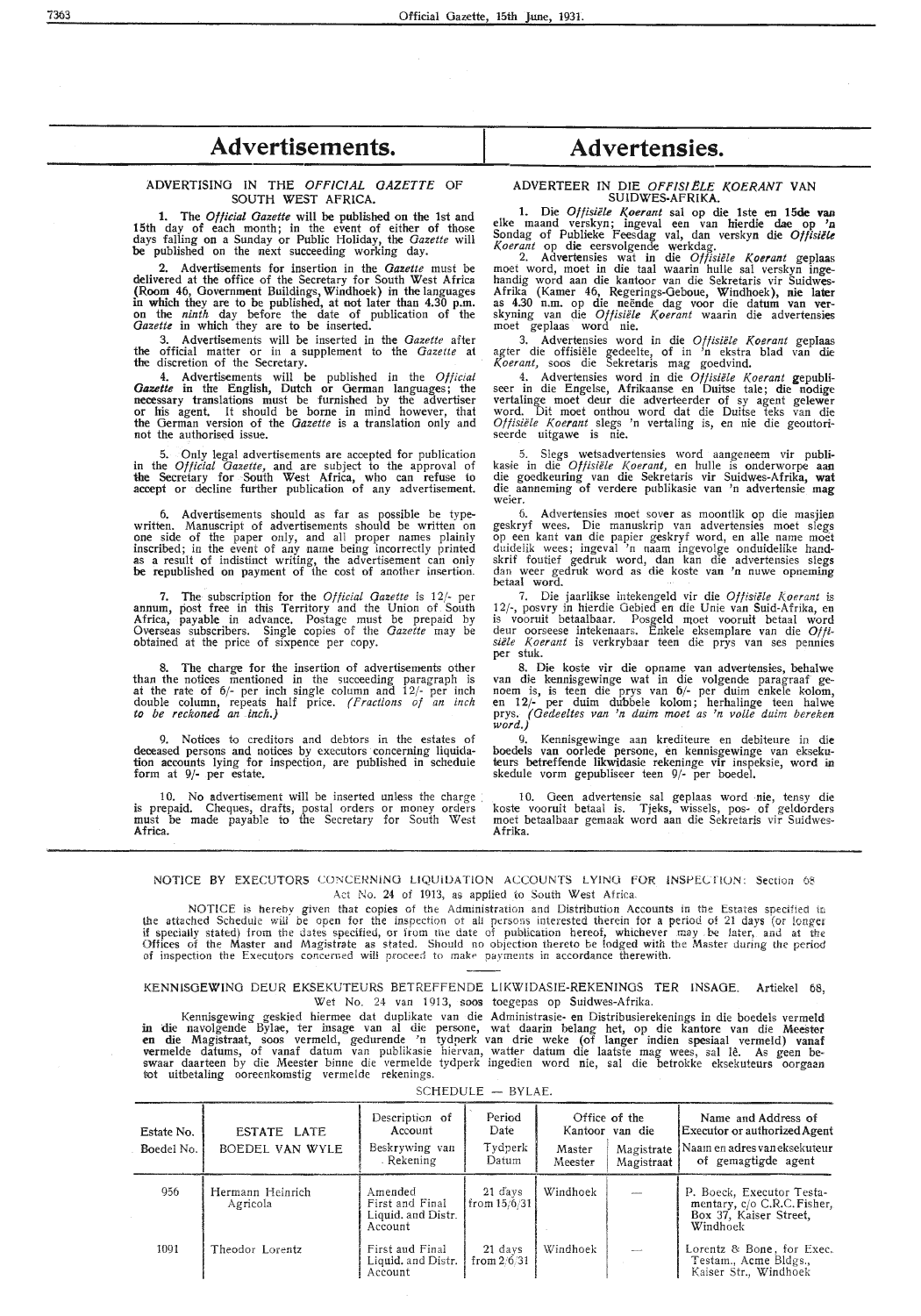# Advertisements.

# Advertensies.

ADVERTISING IN THE *OFFICIAL GAZETTE* OF SOUTH WEST AFRICA.

**1.** The *Official Gazette* will be published on the 1st and 15th day of each month; in the event of either of those days falling on a Sunday or Public Holiday, the *Gazette* will be published on the next succeeding working day.

**2.** Advertisements for insertion in the *Gazette* must be delivered at the office of the Secretary for South West Africa (Room 46, Government Buildings, Windhoek) in the languages in which they are to be published, at not later than 4.30 p.m. on the *ninth* day before the date of publication of the *Gazette* in which they are to be inserted.

**3.** Advertisements will be inserted in the *Gazette* after the official matter or in a supplement to the *Gazette* at the discretion of the Secretary.

**4.** Advertisements will be published in the *Official Gazette* in the English, Dutch or German languages; the necessary translations must be furnished by the advertiser or his agent. It should be borne in mind however, that the German version of the *Gazette* is a translation only and not the authorised issue.

**5.** Only legal advertisements are accepted for publication in the *Official Gazette*, and are subject to the approval of the Secretary for South West Africa, who can refuse to accept or decline further publication of any advertisement.

**6.** Advertisements should as far as possible be typewritten. Manuscript of advertisements should be written on one side of the paper only, and all proper names plainly inscribed; in the event of any name being incorrectly printed as a result of indistinct writing, the advertisement can only be republished on payment of the cost of another insertion.

**7.** The subscription for the *Official Gazette* is 12/- per annum, post free in this Territory and the Union of South Africa, payable in advance. Postage must be prepaid by Overseas subscribers. Single copies of the *Gazette* may be obtained at the price of sixpence per copy.

**8.** The charge for the insertion of advertisements other than the notices mentioned in the succeeding paragraph is at the rate of 6/- per inch single column and 12/- per inch double column, repeats half price. *(Fractions of an inch to be reckoned an inch.)*

**9.** Notices to creditors and debtors in the estates of deceased persons and notices by executors concerning liquidation accounts lying for inspection, are published in schedule form at 9/- per estate.

**10.** No advertisement will be inserted unless the charge is prepaid. Cheques, drafts, postal orders or money orders must be made payable to the Secretary for South West Africa.

ADVERTEER IN DIE *OFFISIËLE KOERANT* VAN SUIDWES-AFRIKA.

**1.** Die *Offisiële Koerant* sal op die 1ste en 15de van elke maand verskyn; ingeval een van hierdie dae op 'n Sondag of Publieke Feesdag val, dan verskyn die *Offisiële Koerant* op die eersvolgende werkdag.

**2.** Advertensies wat in die *Offisiële Koerant* geplaas moet word, moet in die taal waarin hulle sal verskyn ingehandig word aan die kantoor van die Sekretaris vir Suidwes-Afrika (Kamer 46, Regerings-Geboue, Windhoek), nie later as 4.30 n.m. op die neënde dag voor die datum van verskyning van die *Offisiële Koerant* waarin die advertensies moet geplaas word nie.

**3.** Advertensies word in die *Offisiële Koerant* geplaas agter die offisiële gedeelte, of in 'n ekstra blad van die *Koerant*, soos die Sekretaris mag goedvind.

**4.** Advertensies word in die *Offisiële Koerant* gepubliseer in die Engelse, Afrikaanse en Duitse tale; die nodige vertalinge moet deur die adverteerder of sy agent gelewer word. Dit moet onthou word dat die Duitse teks van die *Offisiële Koerant* slegs 'n vertaling is, en nie die geoutoriseerde uitgawe is nie.

**5.** Slegs wetsadvertensies word aangeneem vir publikasie in die *Offisiële Koerant*, en hulle is onderworpe aan die goedkeuring van die Sekretaris vir Suidwes-Afrika, wat die aanneming of verdere publikasie van 'n advertensie mag weier.

**6.** Advertensies moet sover as moontlik op die masjien geskryf wees. Die manuskrip van advertensies moet slegs op een kant van die papier geskryf word, en alle name moet duidelik wees; ingeval 'n naam ingevolge onduidelike handskrif foutief gedruk word, dan kan die advertensies slegs dan weer gedruk word as die koste van 'n nuwe opneming betaal word.

**7.** Die jaarlikse intekengeld vir die *Offisiële Koerant* is 12/-, posvry in hierdie Gebied en die Unie van Suid-Afrika, en is vooruit betaalbaar. Posgeld moet vooruit betaal word deur oorseese intekenaars. Enkele eksemplare van die *Offisiële Koerant* is verkrybaar teen die prys van ses pennies per stuk.

**8.** Die koste vir die opname van advertensies, behalwe van die kennisgewinge wat in die volgende paragraaf genoem is, is teen die prys van 6/- per duim enkele kolom, en 12/- per duim dubbele kolom; herhalinge teen halwe prys. *(Gedeeltes van 'n duim moet as 'n volle duim bereken word.)*

**9.** Kennisgewinge aan krediteure en debiteure in die boedels van oorlede persone, en kennisgewinge van eksekuteurs betreffende likwidasie rekeninge vir inspeksie, word in skedule vorm gepubliseer teen 9/- per boedel.

**10.** Geen advertensie sal geplaas word nie, tensy die koste vooruit betaal is. Tjeks, wissels, pos- of geldorders moet betaalbaar gemaak word aan die Sekretaris vir Suidwes-Afrika.

NOTICE BY EXECUTORS CONCERNING LIQUIDATION ACCOUNTS LYING FOR INSPECTION: Section 68 Act No. 24 of 1913, as applied to South West Africa.

NOTICE is hereby given that copies of the Administration and Distribution Accounts in the Estates specified in the attached Schedule will be open for the inspection of all persons interested therein for a period of 21 days (or longer if specially stated) from the dates specified, or from the date of publication hereof, whichever may be later, and at the Offices of the Master and Magistrate as stated. Should no objection thereto be lodged with the Master during the period of inspection the Executors concerned will proceed to make payments in accordance therewith.

KENNISGEWING DEUR EKSEKUTEURS BETREFFENDE LIKWIDASIE-REKENINGS TER INSAGE. Artiekel 68, Wet No. 24 van 1913, soos toegepas op Suidwes-Afrika.

Kennisgewing geskied hiermee dat duplikate van die Administrasie- en Distribusierekenings in die boedels vermeld in die navolgende Bylae, ter insage van al die persone, wat daarin belang het, op die kantore van die Meester en die Magistraat, soos vermeld, gedurende 'n tydperk van drie weke (of langer indien spesiaal vermeld) vanaf vermelde datums, of vanaf datum van publikasie hiervan, watter datum die laatste mag wees, sal lê. As geen beswaar daarteen by die Meester binne die vermelde tydperk ingedien word nie, sal die betrokke eksekuteurs oorgaan tot uitbetaling ooreenkomstig vermelde rekenings.

SCHEDULE — BYLAE.

| Estate No. / Boedel No. | ESTATE LATE / BOEDEL VAN WYLE | Description of Account / Beskrywing van Rekening | Period Date / Tydperk Datum | Office of the Kantoor van die: Master / Meester | Magistrate / Magistraat | Name and Address of Executor or authorized Agent / Naam en adres van eksekuteur of gemagtigde agent |
|---|---|---|---|---|---|---|
| 956 | Hermann Heinrich Agricola | Amended First and Final Liquid. and Distr. Account | 21 days from 15/6/31 | Windhoek | — | P. Boeck, Executor Testamentary, c/o C.R.C. Fisher, Box 37, Kaiser Street, Windhoek |
| 1091 | Theodor Lorentz | First and Final Liquid. and Distr. Account | 21 days from 2/6/31 | Windhoek | — | Lorentz & Bone, for Exec. Testam., Acme Bldgs., Kaiser Str., Windhoek |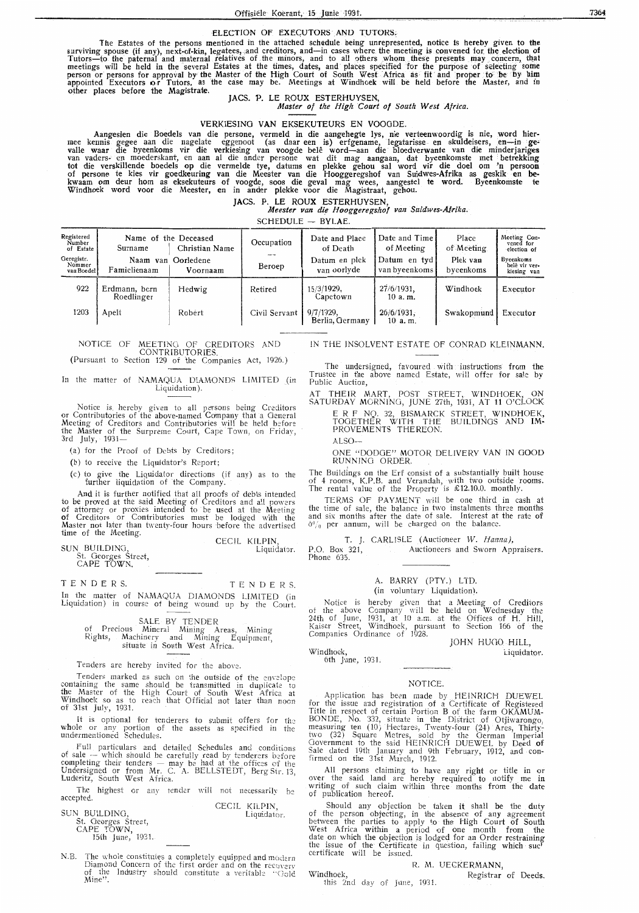## ELECTION OF EXECUTORS AND TUTORS.

The Estates of the persons mentioned in the attached schedule being unrepresented, notice is hereby given to the surviving spouse (if any), next-of-kin, legatees, and creditors, and—in cases where the meeting is convened for the election of Tutors—to the paternal and maternal relatives of the minors, and to all others whom these presents may concern, that meetings will be held in the several Estates at the times, dates, and places specified for the purpose of selecting some person or persons for approval by the Master of the High Court of South West Africa as fit and proper to be by him appointed Executors or Tutors, as the case may be. Meetings at Windhoek will be held before the Master, and in other places before the Magistrate.

JACS. P. LE ROUX ESTERHUYSEN,
*Master of the High Court of South West Africa.*

## VERKIESING VAN EKSEKUTEURS EN VOOGDE.

Aangesien die Boedels van die persone, vermeld in die aangehegte lys, nie verteenwoordig is nie, word hiermee kennis gegee aan die nagelate eggenoot (as daar een is) erfgename, legatarisse en skuldeisers, en—in gevalle waar die byeenkoms vir die verkiesing van voogde belê word—aan die bloedverwante van die minderjariges van vaders- en moederskant, en aan al die ander persone wat dit mag aangaan, dat byeenkomste met betrekking tot die verskillende boedels op die vermelde tye, datums en plekke gehou sal word vir die doel om 'n persoon of persone te kies vir goedkeuring van die Meester van die Hooggeregshof van Suidwes-Afrika as geskik en bekwaam om deur hom as eksekuteurs of voogde, soos die geval mag wees, aangestel te word. Byeenkomste te Windhoek word voor die Meester, en in ander plekke voor die Magistraat, gehou.

JACS. P. LE ROUX ESTERHUYSEN,
*Meester van die Hooggeregshof van Suidwes-Afrika.*

SCHEDULE — BYLAE.

| Registered Number of Estate / Geregistr. Nommer van Boedel | Name of the Deceased / Naam van Oorledene — Surname / Famielienaam | Christian Name / Voornaam | Occupation / Beroep | Date and Place of Death / Datum en plek van oorlyde | Date and Time of Meeting / Datum en tyd van byeenkoms | Place of Meeting / Plek van byeenkoms | Meeting Convened for election of / Byeenkoms belê vir verkiesing van |
|---|---|---|---|---|---|---|---|
| 922 | Erdmann, born Roedlinger | Hedwig | Retired | 15/3/1929, Capetown | 27/6/1931, 10 a. m. | Windhoek | Executor |
| 1203 | Apelt | Robert | Civil Servant | 9/7/1929, Berlin, Germany | 26/6/1931, 10 a. m. | Swakopmund | Executor |

NOTICE OF MEETING OF CREDITORS AND CONTRIBUTORIES.
(Pursuant to Section 129 of the Companies Act, 1926.)

In the matter of NAMAQUA DIAMONDS LIMITED (in Liquidation).

Notice is hereby given to all persons being Creditors or Contributories of the above-named Company that a General Meeting of Creditors and Contributories will be held before the Master of the Surpreme Court, Cape Town, on Friday, 3rd July, 1931—

(a) for the Proof of Debts by Creditors;

(b) to receive the Liquidator's Report;

(c) to give the Liquidator directions (if any) as to the further liquidation of the Company.

And it is further notified that all proofs of debts intended to be proved at the said Meeting of Creditors and all powers of attorney or proxies intended to be used at the Meeting of Creditors or Contributories must be lodged with the Master not later than twenty-four hours before the advertised time of the Meeting.

CECIL KILPIN,
Liquidator.

SUN BUILDING,
St. Georges Street,
CAPE TOWN.

TENDERS. TENDERS.

In the matter of NAMAQUA DIAMONDS LIMITED (in Liquidation) in course of being wound up by the Court.

SALE BY TENDER
of Precious Mineral Mining Areas, Mining Rights, Machinery and Mining Equipment, situate in South West Africa.

Tenders are hereby invited for the above.

Tenders marked as such on the outside of the envelope containing the same should be transmitted in duplicate to the Master of the High Court of South West Africa at Windhoek so as to reach that Official not later than noon of 31st July, 1931.

It is optional for tenderers to submit offers for the whole or any portion of the assets as specified in the undermentioned Schedules.

Full particulars and detailed Schedules and conditions of sale — which should be carefully read by tenderers before completing their tenders — may be had at the offices of the Undersigned or from Mr. C. A. BELLSTEDT, Berg Str. 13, Luderitz, South West Africa.

The highest or any tender will not necessarily be accepted.

CECIL KILPIN,
Liquidator.

SUN BUILDING,
St. Georges Street,
CAPE TOWN,
15th June, 1931.

N.B. The whole constitutes a completely equipped and modern Diamond Concern of the first order and on the recovery of the Industry should constitute a veritable "Gold Mine".

IN THE INSOLVENT ESTATE OF CONRAD KLEINMANN.

The undersigned, favoured with instructions from the Trustee in the above named Estate, will offer for sale by Public Auction,

AT THEIR MART, POST STREET, WINDHOEK, ON SATURDAY MORNING, JUNE 27th, 1931, AT 11 O'CLOCK

ERF NO. 32, BISMARCK STREET, WINDHOEK, TOGETHER WITH THE BUILDINGS AND IMPROVEMENTS THEREON.

ALSO—

ONE "DODGE" MOTOR DELIVERY VAN IN GOOD RUNNING ORDER.

The Buildings on the Erf consist of a substantially built house of 4 rooms, K.P.B. and Verandah, with two outside rooms. The rental value of the Property is £12.10.0. monthly.

TERMS OF PAYMENT will be one third in cash at the time of sale, the balance in two instalments three months and six months after the date of sale. Interest at the rate of 6% per annum, will be charged on the balance.

T. J. CARLISLE (Auctioneer *W. Hanna*),
P.O. Box 321, Auctioneers and Sworn Appraisers.
Phone 635.

A. BARRY (PTY.) LTD.
(in voluntary Liquidation).

Notice is hereby given that a Meeting of Creditors of the above Company will be held on Wednesday the 24th of June, 1931, at 10 a.m. at the Offices of H. Hill, Kaiser Street, Windhoek, pursuant to Section 166 of the Companies Ordinance of 1928.

JOHN HUGO HILL,
Liquidator.

Windhoek,
6th June, 1931.

NOTICE.

Application has been made by HEINRICH DUEWEL for the issue and registration of a Certificate of Registered Title in respect of certain Portion B of the farm OKAMUMBONDE, No. 332, situate in the District of Otjiwarongo, measuring ten (10) Hectares, Twenty-four (24) Ares, Thirty-two (32) Square Metres, sold by the German Imperial Government to the said HEINRICH DUEWEL by Deed of Sale dated 19th January and 9th February, 1912, and confirmed on the 31st March, 1912.

All persons claiming to have any right or title in or over the said land are hereby required to notify me in writing of such claim within three months from the date of publication hereof.

Should any objection be taken it shall be the duty of the person objecting, in the absence of any agreement between the parties to apply to the High Court of South West Africa within a period of one month from the date on which the objection is lodged for an Order restraining the issue of the Certificate in question, failing which such certificate will be issued.

R. M. UECKERMANN,
Registrar of Deeds.

Windhoek,
this 2nd day of June, 1931.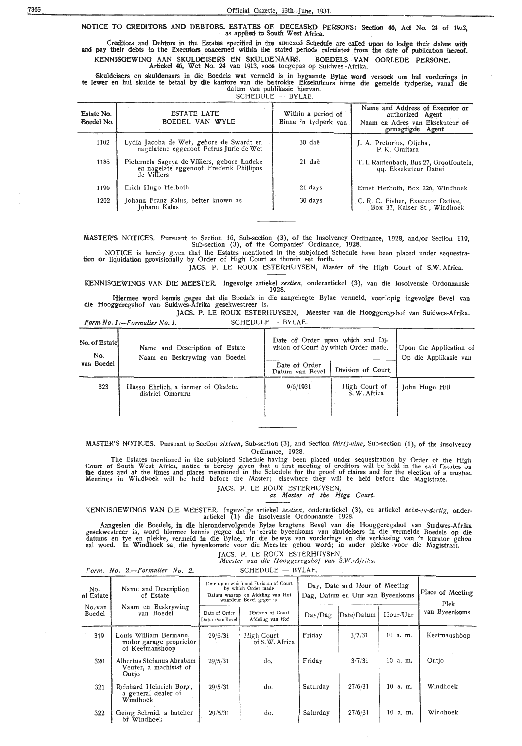**NOTICE TO CREDITORS AND DEBTORS. ESTATES OF DECEASED PERSONS: Section 46, Act No. 24 of 1913, as applied to South West Africa.**

Creditors and Debtors in the Estates specified in the annexed Schedule are called upon to lodge their claims with and pay their debts to the Executors concerned within the stated periods calculated from the date of publication hereof.

**KENNISGEWING AAN SKULDEISERS EN SKULDENAARS. BOEDELS VAN OORLEDE PERSONE. Artiekel 46, Wet No. 24 van 1913, soos toegepas op Suidwes-Afrika.**

Skuldeisers en skuldenaars in die Boedels wat vermeld is in bygaande Bylae word versoek om hul vorderings in te lewer en hul skulde te betaal by die kantore van die betrokke Eksekuteurs binne die gemelde tydperke, vanaf die datum van publikasie hiervan.

SCHEDULE — BYLAE.

| Estate No. Boedel No. | ESTATE LATE BOEDEL VAN WYLE | Within a period of Binne 'n tydperk van | Name and Address of Executor or authorized Agent Naam en Adres van Eksekuteur of gemagtigde Agent |
|---|---|---|---|
| 1102 | Lydia Jacoba de Wet, gebore de Swardt en nagelatene eggenoot Petrus Jurie de Wet | 30 daë | J. A. Pretorius, Otjeha, P. K. Omitara |
| 1185 | Pieternela Sagrya de Villiers, gebore Ludeke en nagelate eggenoot Frederik Phillipus de Villiers | 21 daë | T. I. Rautenbach, Bus 27, Grootfontein, qq. Eksekuteur Datief |
| 1196 | Erich Hugo Herboth | 21 days | Ernst Herboth, Box 226, Windhoek |
| 1202 | Johann Franz Kalus, better known as Johann Kalus | 30 days | C. R. C. Fisher, Executor Dative, Box 37, Kaiser St., Windhoek |

---

**MASTER'S NOTICES.** Pursuant to Section 16, Sub-section (3), of the Insolvency Ordinance, 1928, and/or Section 119, Sub-section (3), of the Companies' Ordinance, 1928.

NOTICE is hereby given that the Estates mentioned in the subjoined Schedule have been placed under sequestration or liquidation provisionally by Order of High Court as therein set forth.

JACS. P. LE ROUX ESTERHUYSEN, Master of the High Court of S.W. Africa.

**KENNISGEWINGS VAN DIE MEESTER.** Ingevolge artiekel *sestien*, onderartiekel (3), van die Insolvensie Ordonnansie 1928.

Hiermee word kennis gegee dat die Boedels in die aangehegte Bylae vermeld, voorlopig ingevolge Bevel van die Hooggeregshof van Suidwes-Afrika gesekwestreer is.

JACS. P. LE ROUX ESTERHUYSEN, Meester van die Hooggeregshof van Suidwes-Afrika.

*Form No. 1.—Formulier No. 1.* SCHEDULE — BYLAE.

| No. of Estate No. van Boedel | Name and Description of Estate Naam en Beskrywing van Boedel | Date of Order upon which and Division of Court by which Order made. | | Upon the Application of Op die Applikasie van |
|---|---|---|---|---|
| | | Date of Order Datum van Bevel | Division of Court. | |
| 323 | Hasso Ehrlich, a farmer of Okatete, district Omaruru | 9/6/1931 | High Court of S. W. Africa | John Hugo Hill |

---

**MASTER'S NOTICES.** Pursuant to Section *sixteen*, Sub-section (3), and Section *thirty-nine*, Sub-section (1), of the Insolvency Ordinance, 1928.

The Estates mentioned in the subjoined Schedule having been placed under sequestration by Order of the High Court of South West Africa, notice is hereby given that a first meeting of creditors will be held in the said Estates on the dates and at the times and places mentioned in the Schedule for the proof of claims and for the election of a trustee. Meetings in Windhoek will be held before the Master; elsewhere they will be held before the Magistrate.

JACS. P. LE ROUX ESTERHUYSEN,
*as Master of the High Court.*

**KENNISGEWINGS VAN DIE MEESTER.** Ingevolge artiekel *sestien*, onderartiekel (3), en artiekel *neën-en-dertig*, onderartiekel (1) die Insolvensie Ordonnansie 1928.

Aangesien die Boedels, in die hierondervolgende Bylae kragtens Bevel van die Hooggeregshof van Suidwes-Afrika gesekwestreer is, word hiermee kennis gegee dat 'n eerste byeenkoms van skuldeisers in die vermelde Boedels op die datums en tye en plekke, vermeld in die Bylae, vir die bewys van vorderings en die verkiesing van 'n kurator gehou sal word. In Windhoek sal die byeenkomste voor die Meester gehou word; in ander plekke voor die Magistraat.

JACS. P. LE ROUX ESTERHUYSEN,
*Meester van die Hooggeregshof van S.W.-Afrika.*

*Form. No. 2.—Formulier No. 2.* SCHEDULE — BYLAE.

| No. of Estate No. van Boedel | Name and Description of Estate Naam en Beskrywing van Boedel | Date upon which and Division of Court by which Order made Datum waarop en Afdeling van Hof waardeur Bevel gegee is | | Day, Date and Hour of Meeting Dag, Datum en Uur van Byeenkoms | | | Place of Meeting Plek van Byeenkoms |
|---|---|---|---|---|---|---|---|
| | | Date of Order Datum van Bevel | Division of Court Afdeling van Hof | Day/Dag | Date/Datum | Hour/Uur | |
| 319 | Louis William Bermann, motor garage proprietor of Keetmanshoop | 29/5/31 | High Court of S.W. Africa | Friday | 3/7/31 | 10 a. m. | Keetmanshoop |
| 320 | Albertus Stefanus Abraham Venter, a machinist of Outjo | 29/5/31 | do. | Friday | 3/7/31 | 10 a. m. | Outjo |
| 321 | Reinhard Heinrich Borg, a general dealer of Windhoek | 29/5/31 | do. | Saturday | 27/6/31 | 10 a. m. | Windhoek |
| 322 | Georg Schmid, a butcher of Windhoek | 29/5/31 | do. | Saturday | 27/6/31 | 10 a. m. | Windhoek |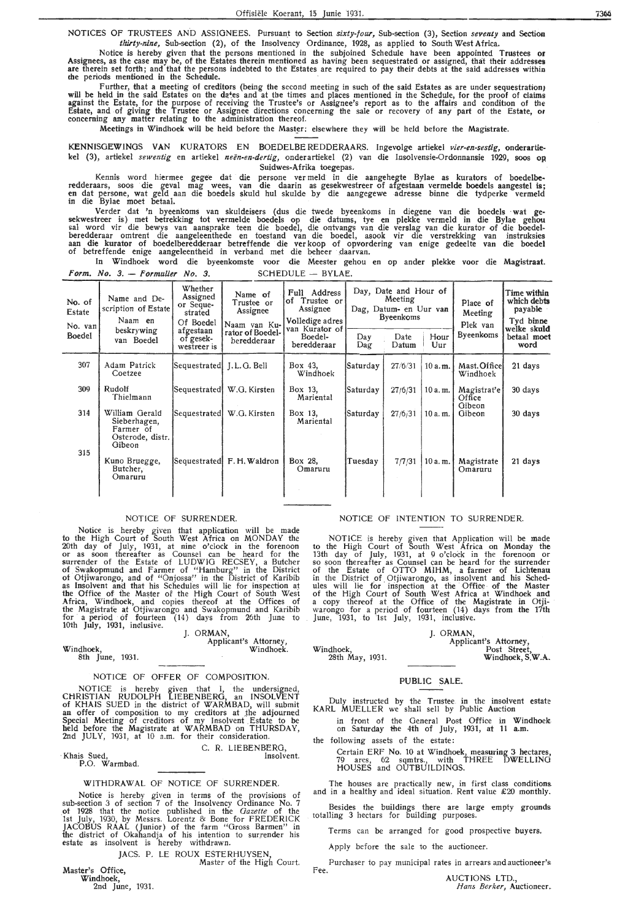NOTICES OF TRUSTEES AND ASSIGNEES. Pursuant to Section *sixty-four,* Sub-section (3), Section *seventy* and Section *thirty-nine,* Sub-section (2), of the Insolvency Ordinance, 1928, as applied to South West Africa.

Notice is hereby given that the persons mentioned in the subjoined Schedule have been appointed Trustees or Assignees, as the case may be, of the Estates therein mentioned as having been sequestrated or assigned, that their addresses are therein set forth; and that the persons indebted to the Estates are required to pay their debts at the said addresses within the periods mentioned in the Schedule.

Further, that a meeting of creditors (being the second meeting in such of the said Estates as are under sequestration) will be held in the said Estates on the dates and at the times and places mentioned in the Schedule, for the proof of claims against the Estate, for the purpose of receiving the Trustee's or Assignee's report as to the affairs and condition of the Estate, and of giving the Trustee or Assignee directions concerning the sale or recovery of any part of the Estate, or concerning any matter relating to the administration thereof.

Meetings in Windhoek will be held before the Master; elsewhere they will be held before the Magistrate.

KENNISGEWINGS VAN KURATORS EN BOEDELBEREDDERAARS. Ingevolge artiekel *vier-en-sestig,* onderartiekel (3), artiekel *sewentig* en artiekel *neën-en-dertig,* onderartiekel (2) van die Insolvensie-Ordonnansie 1929, soos op Suidwes-Afrika toegepas.

Kennis word hiermee gegee dat die persone vermeld in die aangehegte Bylae as kurators of boedelberedderaars, soos die geval mag wees, van die daarin as gesekwestreer of afgestaan vermelde boedels aangestel is; en dat persone, wat geld aan die boedels skuld hul skulde by die aangegewe adresse binne die tydperke vermeld in die Bylae moet betaal.

Verder dat 'n byeenkoms van skuldeisers (dus die twede byeenkoms in diegene van die boedels wat gesekwestreer is) met betrekking tot vermelde boedels op die datums, tye en plekke vermeld in die Bylae gehou sal word vir die bewys van aansprake teen die boedel, die ontvangs van die verslag van die kurator of die boedelberedderaar omtrent die aangeleenthede en toestand van die boedel, asook vir die verstrekking van instruksies aan die kurator of boedelberedderaar betreffende die verkoop of opvordering van enige gedeelte van die boedel of betreffende enige aangeleentheid in verband met die beheer daarvan.

In Windhoek word die byeenkomste voor die Meester gehou en op ander plekke voor die Magistraat.

*Form. No. 3. — Formulier No. 3.* SCHEDULE — BYLAE.

| No. of Estate / No. van Boedel | Name and Description of Estate / Naam en beskrywing van Boedel | Whether Assigned or Sequestrated / Of Boedel afgestaan of gesekwestreer is | Name of Trustee or Assignee / Naam van Kurator of Boedelberedderaar | Full Address of Trustee or Assignee / Volledige adres van Kurator of Boedelberedderaar | Day, Date and Hour of Meeting / Dag, Datum- en Uur van Byeenkoms | | | Place of Meeting / Plek van Byeenkoms | Time within which debts payable / Tyd binne welke skuld betaal moet word |
|---|---|---|---|---|---|---|---|---|---|
| | | | | | Day / Dag | Date / Datum | Hour / Uur | | |
| 307 | Adam Patrick Coetzee | Sequestrated | J. L. G. Bell | Box 43, Windhoek | Saturday | 27/6/31 | 10 a.m. | Mast. Office Windhoek | 21 days |
| 309 | Rudolf Thielmann | Sequestrated | W. G. Kirsten | Box 13, Mariental | Saturday | 27/6/31 | 10 a.m. | Magistrat'e Office Gibeon | 30 days |
| 314 | William Gerald Sieberhagen, Farmer of Osterode, distr. Gibeon | Sequestrated | W. G. Kirsten | Box 13, Mariental | Saturday | 27/6/31 | 10 a.m. | Gibeon | 30 days |
| 315 | Kuno Bruegge, Butcher, Omaruru | Sequestrated | F. H. Waldron | Box 28, Omaruru | Tuesday | 7/7/31 | 10 a.m. | Magistrate Omaruru | 21 days |

## NOTICE OF SURRENDER.

Notice is hereby given that application will be made to the High Court of South West Africa on MONDAY the 20th day of July, 1931, at nine o'clock in the forenoon or as soon thereafter as Counsel can be heard for the surrender of the Estate of LUDWIG RECSEY, a Butcher of Swakopmund and Farmer of "Hamburg" in the District of Otjiwarongo, and of "Onjossa" in the District of Karibib as Insolvent and that his Schedules will lie for inspection at the Office of the Master of the High Court of South West Africa, Windhoek, and copies thereof at the Offices of the Magistrate at Otjiwarongo and Swakopmund and Karibib for a period of fourteen (14) days from 26th June to 10th July, 1931, inclusive.

J. ORMAN,
Applicant's Attorney,
Windhoek.

Windhoek,
8th June, 1931.

## NOTICE OF OFFER OF COMPOSITION.

NOTICE is hereby given that I, the undersigned, CHRISTIAN RUDOLPH LIEBENBERG, an INSOLVENT of KHAIS SUED in the district of WARMBAD, will submit an offer of composition to my creditors at the adjourned Special Meeting of creditors of my Insolvent Estate to be held before the Magistrate at WARMBAD on THURSDAY, 2nd JULY, 1931, at 10 a.m. for their consideration.

C. R. LIEBENBERG,
Insolvent.

Khais Sued,
P.O. Warmbad.

## WITHDRAWAL OF NOTICE OF SURRENDER.

Notice is hereby given in terms of the provisions of sub-section 3 of section 7 of the Insolvency Ordinance No. 7 of 1928 that the notice published in the *Gazette* of the 1st July, 1930, by Messrs. Lorentz & Bone for FREDERICK JACOBUS RAAL (Junior) of the farm "Gross Barmen" in the district of Okahandja of his intention to surrender his estate as insolvent is hereby withdrawn.

JACS. P. LE ROUX ESTERHUYSEN,
Master of the High Court.

Master's Office,
Windhoek,
2nd June, 1931.

## NOTICE OF INTENTION TO SURRENDER.

NOTICE is hereby given that Application will be made to the High Court of South West Africa on Monday the 13th day of July, 1931, at 9 o'clock in the forenoon or so soon thereafter as Counsel can be heard for the surrender of the Estate of OTTO MIHM, a farmer of Lichtenau in the District of Otjiwarongo, as insolvent and his Schedules will lie for inspection at the Office of the Master of the High Court of South West Africa at Windhoek and a copy thereof at the Office of the Magistrate in Otjiwarongo for a period of fourteen (14) days from the 17th June, 1931, to 1st July, 1931, inclusive.

J. ORMAN,
Applicant's Attorney,
Post Street,
Windhoek, S.W.A.

Windhoek,
28th May, 1931.

## PUBLIC SALE.

Duly instructed by the Trustee in the insolvent estate KARL MUELLER we shall sell by Public Auction

in front of the General Post Office in Windhoek on Saturday the 4th of July, 1931, at 11 a.m.

the following assets of the estate:

Certain ERF No. 10 at Windhoek, measuring 3 hectares, 79 ares, 62 sqmtrs., with THREE DWELLING HOUSES and OUTBUILDINGS.

The houses are practically new, in first class conditions and in a healthy and ideal situation. Rent value £20 monthly.

Besides the buildings there are large empty grounds totalling 3 hectars for building purposes.

Terms can be arranged for good prospective buyers.

Apply before the sale to the auctioneer.

Purchaser to pay municipal rates in arrears and auctioneer's Fee.

AUCTIONS LTD.,
*Hans Berker,* Auctioneer.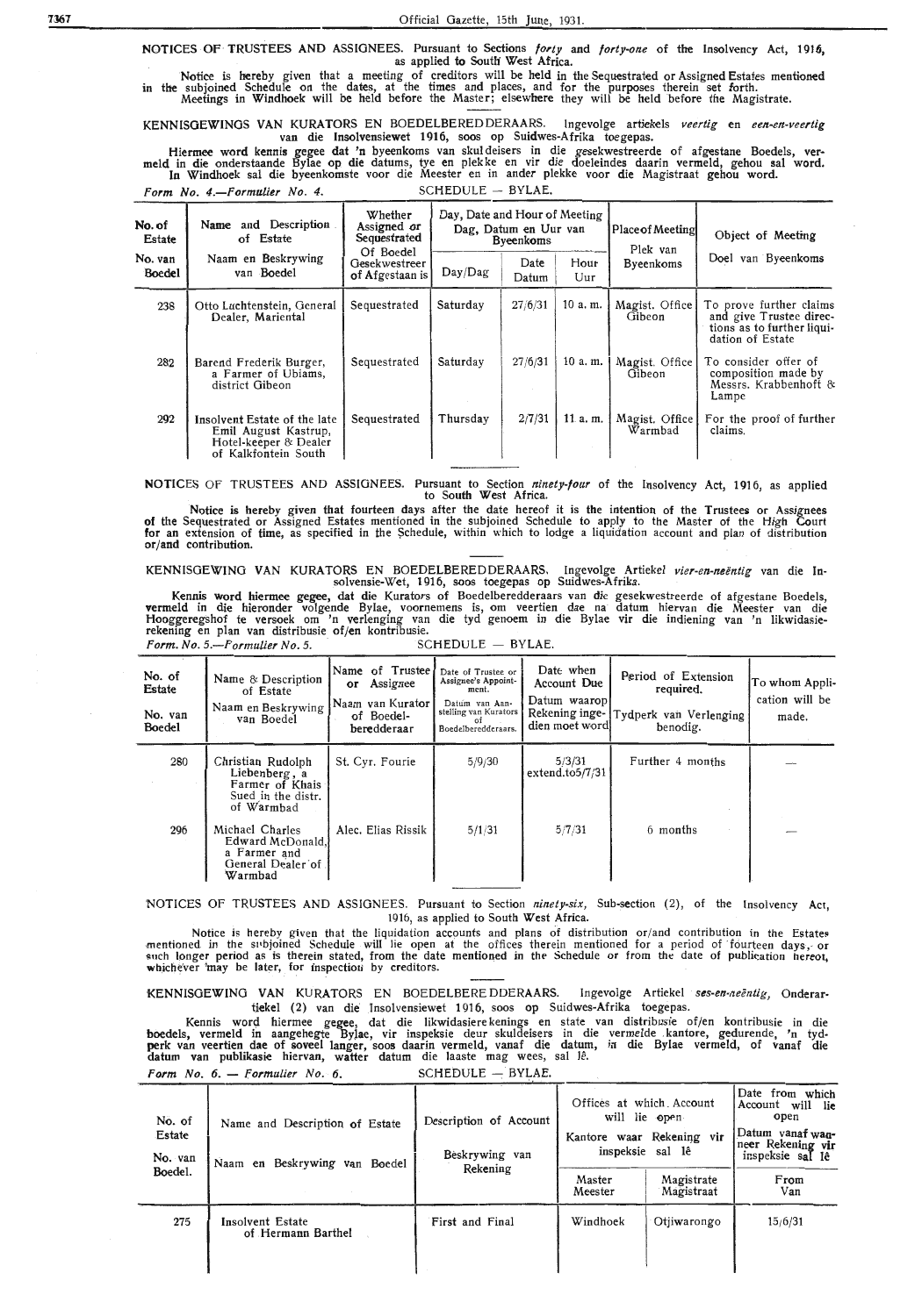NOTICES OF TRUSTEES AND ASSIGNEES. Pursuant to Sections *forty* and *forty-one* of the Insolvency Act, 1916, as applied to South West Africa.

Notice is hereby given that a meeting of creditors will be held in the Sequestrated or Assigned Estates mentioned in the subjoined Schedule on the dates, at the times and places, and for the purposes therein set forth. Meetings in Windhoek will be held before the Master; elsewhere they will be held before the Magistrate.

KENNISGEWINGS VAN KURATORS EN BOEDELBEREDDERAARS. Ingevolge artiekels *veertig* en *een-en-veertig* van die Insolvensiewet 1916, soos op Suidwes-Afrika toegepas.

Hiermee word kennis gegee dat 'n byeenkoms van skuldeisers in die gesekwestreerde of afgestane Boedels, vermeld in die onderstaande Bylae op die datums, tye en plekke en vir die doeleindes daarin vermeld, gehou sal word. In Windhoek sal die byeenkomste voor die Meester en in ander plekke voor die Magistraat gehou word.

*Form No. 4.—Formulier No. 4.* SCHEDULE — BYLAE.

| No. of Estate / No. van Boedel | Name and Description of Estate / Naam en Beskrywing van Boedel | Whether Assigned or Sequestrated / Of Boedel Gesekwestreer of Afgestaan is | Day, Date and Hour of Meeting / Dag, Datum en Uur van Byeenkoms | | | Place of Meeting / Plek van Byeenkoms | Object of Meeting / Doel van Byeenkoms |
|---|---|---|---|---|---|---|---|
| | | | Day/Dag | Date / Datum | Hour / Uur | | |
| 238 | Otto Luchtenstein, General Dealer, Mariental | Sequestrated | Saturday | 27/6/31 | 10 a. m. | Magist. Office Gibeon | To prove further claims and give Trustee directions as to further liquidation of Estate |
| 282 | Barend Frederik Burger, a Farmer of Ubiams, district Gibeon | Sequestrated | Saturday | 27/6/31 | 10 a. m. | Magist. Office Gibeon | To consider offer of composition made by Messrs. Krabbenhoft & Lampe |
| 292 | Insolvent Estate of the late Emil August Kastrup, Hotel-keeper & Dealer of Kalkfontein South | Sequestrated | Thursday | 2/7/31 | 11 a. m. | Magist. Office Warmbad | For the proof of further claims. |

NOTICES OF TRUSTEES AND ASSIGNEES. Pursuant to Section *ninety-four* of the Insolvency Act, 1916, as applied to South West Africa.

Notice is hereby given that fourteen days after the date hereof it is the intention of the Trustees or Assignees of the Sequestrated or Assigned Estates mentioned in the subjoined Schedule to apply to the Master of the High Court for an extension of time, as specified in the Schedule, within which to lodge a liquidation account and plan of distribution or/and contribution.

KENNISGEWING VAN KURATORS EN BOEDELBEREDDERAARS. Ingevolge Artiekel *vier-en-neëntig* van die Insolvensie-Wet, 1916, soos toegepas op Suidwes-Afrika.

Kennis word hiermee gegee, dat die Kurators of Boedelberedderaars van die gesekwestreerde of afgestane Boedels, vermeld in die hieronder volgende Bylae, voornemens is, om veertien dae na datum hiervan die Meester van die Hooggeregshof te versoek om 'n verlenging van die tyd genoem in die Bylae vir die indiening van 'n likwidasie-rekening en plan van distribusie of/en kontribusie.

*Form. No. 5.—Formulier No. 5.* SCHEDULE — BYLAE.

| No. of Estate / No. van Boedel | Name & Description of Estate / Naam en Beskrywing van Boedel | Name of Trustee or Assignee / Naam van Kurator of Boedel-beredderaar | Date of Trustee or Assignee's Appointment. / Datum van Aanstelling van Kurators of Boedelberedderaars. | Date when Account Due / Datum waarop Rekening ingedien moet word | Period of Extension required. / Tydperk van Verlenging benodig. | To whom Application will be made. |
|---|---|---|---|---|---|---|
| 280 | Christian Rudolph Liebenberg, a Farmer of Khais Sued in the distr. of Warmbad | St. Cyr. Fourie | 5/9/30 | 5/3/31 extend.to5/7/31 | Further 4 months | — |
| 296 | Michael Charles Edward McDonald, a Farmer and General Dealer of Warmbad | Alec. Elias Rissik | 5/1/31 | 5/7/31 | 6 months | — |

NOTICES OF TRUSTEES AND ASSIGNEES. Pursuant to Section *ninety-six*, Sub-section (2), of the Insolvency Act, 1916, as applied to South West Africa.

Notice is hereby given that the liquidation accounts and plans of distribution or/and contribution in the Estates mentioned in the subjoined Schedule will lie open at the offices therein mentioned for a period of fourteen days, or such longer period as is therein stated, from the date mentioned in the Schedule or from the date of publication hereof, whichever may be later, for inspection by creditors.

KENNISGEWING VAN KURATORS EN BOEDELBEREDDERAARS. Ingevolge Artiekel *ses-en-neëntig*, Onderartiekel (2) van die Insolvensiewet 1916, soos op Suidwes-Afrika toegepas.

Kennis word hiermee gegee, dat die likwidasierekenings en state van distribusie of/en kontribusie in die boedels, vermeld in aangehegte Bylae, vir inspeksie deur skuldeisers in die vermelde kantore, gedurende, 'n tydperk van veertien dae of soveel langer, soos daarin vermeld, vanaf die datum, in die Bylae vermeld, of vanaf die datum van publikasie hiervan, watter datum die laaste mag wees, sal lê.

*Form No. 6. — Formulier No. 6.* SCHEDULE — BYLAE.

| No. of Estate / No. van Boedel. | Name and Description of Estate / Naam en Beskrywing van Boedel | Description of Account / Beskrywing van Rekening | Offices at which Account will lie open / Kantore waar Rekening vir inspeksie sal lê | | Date from which Account will lie open / Datum vanaf wanneer Rekening vir inspeksie sal lê |
|---|---|---|---|---|---|
| | | | Master / Meester | Magistrate / Magistraat | From / Van |
| 275 | Insolvent Estate of Hermann Barthel | First and Final | Windhoek | Otjiwarongo | 15/6/31 |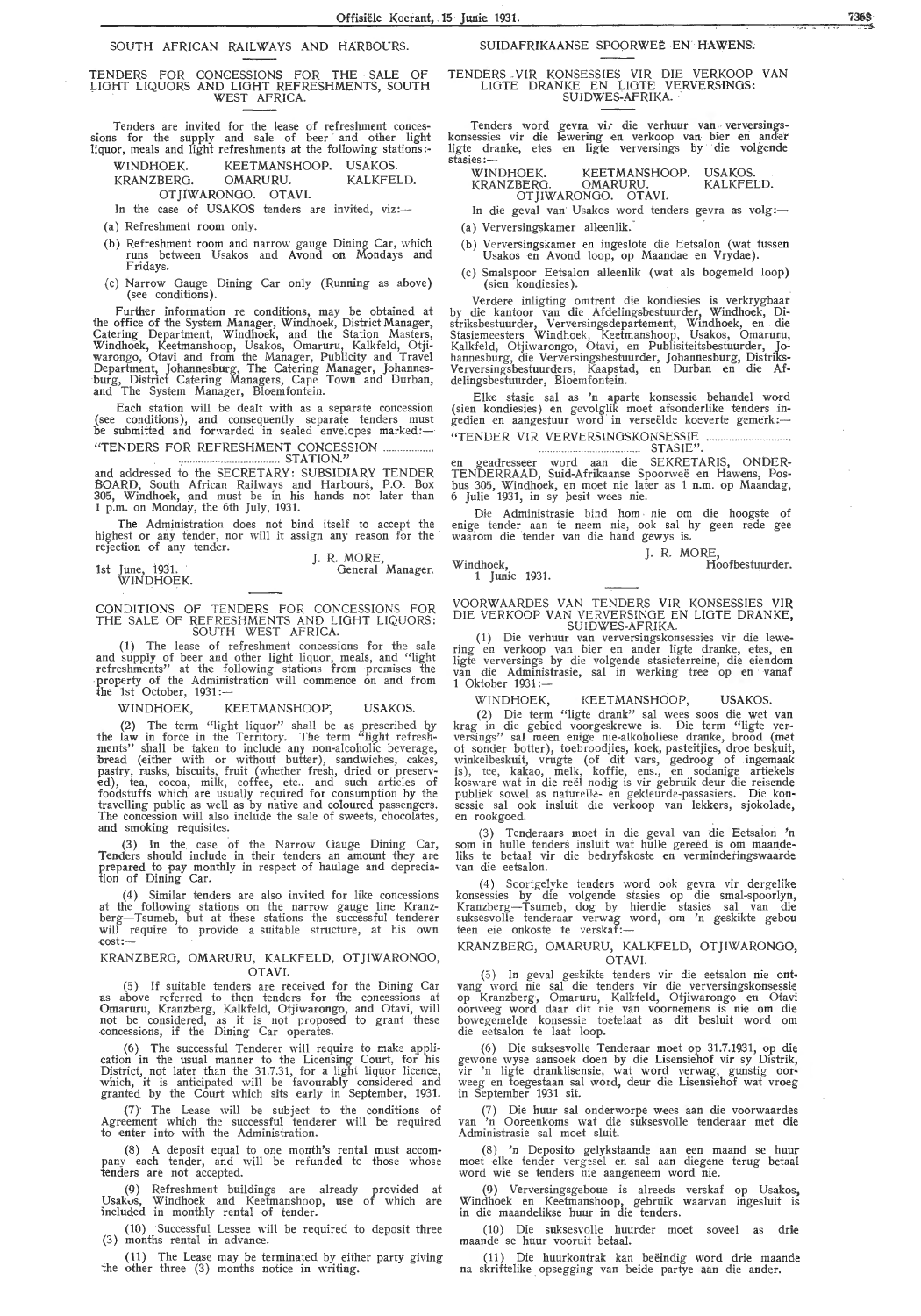SOUTH AFRICAN RAILWAYS AND HARBOURS.

TENDERS FOR CONCESSIONS FOR THE SALE OF LIGHT LIQUORS AND LIGHT REFRESHMENTS, SOUTH WEST AFRICA.

Tenders are invited for the lease of refreshment concessions for the supply and sale of beer and other light liquor, meals and light refreshments at the following stations:-

WINDHOEK. KEETMANSHOOP. USAKOS.
KRANZBERG. OMARURU. KALKFELD.
OTJIWARONGO. OTAVI.

In the case of USAKOS tenders are invited, viz:—

(a) Refreshment room only.

(b) Refreshment room and narrow gauge Dining Car, which runs between Usakos and Avond on Mondays and Fridays.

(c) Narrow Gauge Dining Car only (Running as above) (see conditions).

Further information re conditions, may be obtained at the office of the System Manager, Windhoek, District Manager, Catering Department, Windhoek, and the Station Masters, Windhoek, Keetmanshoop, Usakos, Omaruru, Kalkfeld, Otjiwarongo, Otavi and from the Manager, Publicity and Travel Department, Johannesburg, The Catering Manager, Johannesburg, District Catering Managers, Cape Town and Durban, and The System Manager, Bloemfontein.

Each station will be dealt with as a separate concession (see conditions), and consequently separate tenders must be submitted and forwarded in sealed envelopes marked:—

"TENDERS FOR REFRESHMENT CONCESSION ................. .................................. STATION."

and addressed to the SECRETARY: SUBSIDIARY TENDER BOARD, South African Railways and Harbours, P.O. Box 305, Windhoek, and must be in his hands not later than 1 p.m. on Monday, the 6th July, 1931.

The Administration does not bind itself to accept the highest or any tender, nor will it assign any reason for the rejection of any tender.

J. R. MORE,
General Manager.

1st June, 1931.
WINDHOEK.

---

CONDITIONS OF TENDERS FOR CONCESSIONS FOR THE SALE OF REFRESHMENTS AND LIGHT LIQUORS: SOUTH WEST AFRICA.

(1) The lease of refreshment concessions for the sale and supply of beer and other light liquor, meals, and "light refreshments" at the following stations from premises the property of the Administration will commence on and from the 1st October, 1931:—

WINDHOEK, KEETMANSHOOP, USAKOS.

(2) The term "light liquor" shall be as prescribed by the law in force in the Territory. The term "light refreshments" shall be taken to include any non-alcoholic beverage, bread (either with or without butter), sandwiches, cakes, pastry, rusks, biscuits, fruit (whether fresh, dried or preserved), tea, cocoa, milk, coffee, etc., and such articles of foodstuffs which are usually required for consumption by the travelling public as well as by native and coloured passengers. The concession will also include the sale of sweets, chocolates, and smoking requisites.

(3) In the case of the Narrow Gauge Dining Car, Tenders should include in their tenders an amount they are prepared to pay monthly in respect of haulage and depreciation of Dining Car.

(4) Similar tenders are also invited for like concessions at the following stations on the narrow gauge line Kranzberg—Tsumeb, but at these stations the successful tenderer will require to provide a suitable structure, at his own cost:—

KRANZBERG, OMARURU, KALKFELD, OTJIWARONGO, OTAVI.

(5) If suitable tenders are received for the Dining Car as above referred to then tenders for the concessions at Omaruru, Kranzberg, Kalkfeld, Otjiwarongo, and Otavi, will not be considered, as it is not proposed to grant these concessions, if the Dining Car operates.

(6) The successful Tenderer will require to make application in the usual manner to the Licensing Court, for his District, not later than the 31.7.31, for a light liquor licence, which, it is anticipated will be favourably considered and granted by the Court which sits early in September, 1931.

(7) The Lease will be subject to the conditions of Agreement which the successful tenderer will be required to enter into with the Administration.

(8) A deposit equal to one month's rental must accompany each tender, and will be refunded to those whose tenders are not accepted.

(9) Refreshment buildings are already provided at Usakos, Windhoek and Keetmanshoop, use of which are included in monthly rental of tender.

(10) Successful Lessee will be required to deposit three (3) months rental in advance.

(11) The Lease may be terminated by either party giving the other three (3) months notice in writing.

---

SUIDAFRIKAANSE SPOORWEË EN HAWENS.

TENDERS VIR KONSESSIES VIR DIE VERKOOP VAN LIGTE DRANKE EN LIGTE VERVERSINGS: SUIDWES-AFRIKA.

Tenders word gevra vir die verhuur van verversingskonsessies vir die lewering en verkoop van bier en ander ligte dranke, etes en ligte verversings by die volgende stasies:—

WINDHOEK. KEETMANSHOOP. USAKOS.
KRANZBERG. OMARURU. KALKFELD.
OTJIWARONGO. OTAVI.

In die geval van Usakos word tenders gevra as volg:—

(a) Verversingskamer alleenlik.

(b) Verversingskamer en ingeslote die Eetsalon (wat tussen Usakos en Avond loop, op Maandae en Vrydae).

(c) Smalspoor Eetsalon alleenlik (wat als bogemeld loop) (sien kondiesies).

Verdere inligting omtrent die kondiesies is verkrygbaar by die kantoor van die Afdelingsbestuurder, Windhoek, Distriksbestuurder, Verversingsdepartement, Windhoek, en die Stasiemeesters Windhoek, Keetmanshoop, Usakos, Omaruru, Kalkfeld, Otjiwarongo, Otavi, en Publisiteitsbestuurder, Johannesburg, die Verversingsbestuurder, Johannesburg, Distriks-Verversingsbestuurders, Kaapstad, en Durban en die Afdelingsbestuurder, Bloemfontein.

Elke stasie sal as 'n aparte konsessie behandel word (sien kondiesies) en gevolglik moet afsonderlike tenders ingedien en aangestuur word in verseëlde koeverte gemerk:—

"TENDER VIR VERVERSINGSKONSESSIE ............................ .................................. STASIE".

en geadresseer word aan die SEKRETARIS, ONDERTENDERRAAD, Suid-Afrikaanse Spoorweë en Hawens, Posbus 305, Windhoek, en moet nie later as 1 n.m. op Maandag, 6 Julie 1931, in sy besit wees nie.

Die Administrasie bind hom nie om die hoogste of enige tender aan te neem nie, ook sal hy geen rede gee waarom die tender van die hand gewys is.

J. R. MORE,
Hoofbestuurder.

Windhoek,
1 Junie 1931.

---

VOORWAARDES VAN TENDERS VIR KONSESSIES VIR DIE VERKOOP VAN VERVERSINGE EN LIGTE DRANKE, SUIDWES-AFRIKA.

(1) Die verhuur van verversingskonsessies vir die lewering en verkoop van bier en ander ligte dranke, etes, en ligte verversings by die volgende stasieterreine, die eiendom van die Administrasie, sal in werking tree op en vanaf 1 Oktober 1931:—

WINDHOEK, KEETMANSHOOP, USAKOS.

(2) Die term "ligte drank" sal wees soos die wet van krag in die gebied voorgeskrewe is. Die term "ligte verversings" sal meen enige nie-alkoholiese dranke, brood (met of sonder botter), toebroodjies, koek, pasteitjies, droe beskuit, winkelbeskuit, vrugte (of dit vars, gedroog of ingemaak is), tee, kakao, melk, koffie, ens., en sodanige artiekels kosware wat in die reël nodig is vir gebruik deur die reisende publiek sowel as naturelle- en gekleurde-passasiers. Die konsessie sal ook insluit die verkoop van lekkers, sjokolade, en rookgoed.

(3) Tenderaars moet in die geval van die Eetsalon 'n som in hulle tenders insluit wat hulle gereed is om maandeliks te betaal vir die bedryfskoste en verminderingswaarde van die eetsalon.

(4) Soortgelyke tenders word ook gevra vir dergelike konsessies by die volgende stasies op die smal-spoorlyn, Kranzberg—Tsumeb, dog by hierdie stasies sal van die suksesvolle tenderaar verwag word, om 'n geskikte gebou teen eie onkoste te verskaf:—

KRANZBERG, OMARURU, KALKFELD, OTJIWARONGO, OTAVI.

(5) In geval geskikte tenders vir die eetsalon nie ontvang word nie sal die tenders vir die verversingskonsessie op Kranzberg, Omaruru, Kalkfeld, Otjiwarongo en Otavi oorweeg word daar dit nie van voornemens is nie om die bowegemelde konsessie toetelaat as dit besluit word om die eetsalon te laat loop.

(6) Die suksesvolle Tenderaar moet op 31.7.1931, op die gewone wyse aansoek doen by die Lisensiehof vir sy Distrik, vir 'n ligte dranklisensie, wat word verwag, gunstig oorweeg en toegestaan sal word, deur die Lisensiehof wat vroeg in September 1931 sit.

(7) Die huur sal onderworpe wees aan die voorwaardes van 'n Ooreenkoms wat die suksesvolle tenderaar met die Administrasie sal moet sluit.

(8) 'n Deposito gelykstaande aan een maand se huur moet elke tender vergesel en sal aan diegene terug betaal word wie se tenders nie aangeneem word nie.

(9) Verversingsgeboue is alreeds verskaf op Usakos, Windhoek en Keetmanshoop, gebruik waarvan ingesluit is in die maandelikse huur in die tenders.

(10) Die suksesvolle huurder moet soveel as drie maande se huur vooruit betaal.

(11) Die huurkontrak kan beëindig word drie maande na skriftelike opsegging van beide partye aan die ander.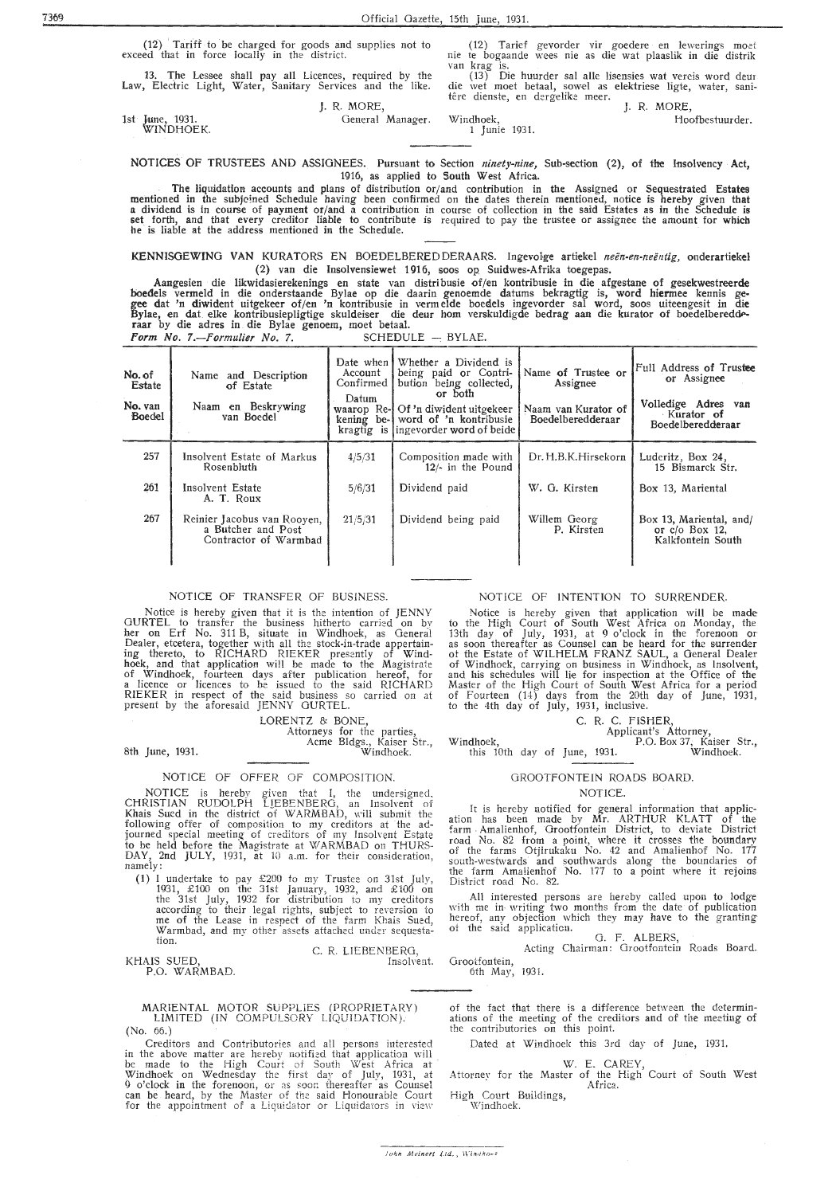(12) Tariff to be charged for goods and supplies not to exceed that in force locally in the district.

13. The Lessee shall pay all Licences, required by the Law, Electric Light, Water, Sanitary Services and the like.

J. R. MORE,
General Manager.

1st June, 1931.
WINDHOEK.

(12) Tarief gevorder vir goedere en lewerings moet nie te bogaande wees nie as die wat plaaslik in die distrik van krag is.

(13) Die huurder sal alle lisensies wat vereis word deur die wet moet betaal, sowel as elektriese ligte, water, sanitêre dienste, en dergelike meer.

J. R. MORE,
Hoofbestuurder.

Windhoek,
1 Junie 1931.

---

NOTICES OF TRUSTEES AND ASSIGNEES. Pursuant to Section *ninety-nine*, Sub-section (2), of the Insolvency Act, 1916, as applied to South West Africa.

The liquidation accounts and plans of distribution or/and contribution in the Assigned or Sequestrated Estates mentioned in the subjoined Schedule having been confirmed on the dates therein mentioned, notice is hereby given that a dividend is in course of payment or/and a contribution in course of collection in the said Estates as in the Schedule is set forth, and that every creditor liable to contribute is required to pay the trustee or assignee the amount for which he is liable at the address mentioned in the Schedule.

---

KENNISGEWING VAN KURATORS EN BOEDELBEREDDERAARS. Ingevolge artiekel *neën-en-neëntig*, onderartiekel (2) van die Insolvensiewet 1916, soos op Suidwes-Afrika toegepas.

Aangesien die likwidasierekenings en state van distribusie of/en kontribusie in die afgestane of gesekwestreerde boedels vermeld in die onderstaande Bylae op die daarin genoemde datums bekragtig is, word hiermee kennis gegee dat 'n diwident uitgekeer of/en 'n kontribusie in vermelde boedels ingevorder sal word, soos uiteengesit in die Bylae, en dat elke kontribusiepligtige skuldeiser die deur hom verskuldigde bedrag aan die kurator of boedelberedderaar by die adres in die Bylae genoem, moet betaal.

*Form No. 7.—Formulier No. 7.* SCHEDULE — BYLAE.

| No. of Estate / No. van Boedel | Name and Description of Estate / Naam en Beskrywing van Boedel | Date when Account Confirmed / Datum waarop Rekening bekragtig is | Whether a Dividend is being paid or Contribution being collected, or both / Of 'n diwident uitgekeer of 'n kontribusie word of 'n kontribusie ingevorder word of beide | Name of Trustee or Assignee / Naam van Kurator of Boedelberedderaar | Full Address of Trustee or Assignee / Volledige Adres van Kurator of Boedelberedderaar |
|---|---|---|---|---|---|
| 257 | Insolvent Estate of Markus Rosenbluth | 4/5/31 | Composition made with 12/- in the Pound | Dr. H.B.K.Hirsekorn | Luderitz, Box 24, 15 Bismarck Str. |
| 261 | Insolvent Estate A. T. Roux | 5/6/31 | Dividend paid | W. G. Kirsten | Box 13, Mariental |
| 267 | Reinier Jacobus van Rooyen, a Butcher and Post Contractor of Warmbad | 21/5/31 | Dividend being paid | Willem Georg P. Kirsten | Box 13, Mariental, and/ or c/o Box 12, Kalkfontein South |

---

NOTICE OF TRANSFER OF BUSINESS.

Notice is hereby given that it is the intention of JENNY GURTEL to transfer the business hitherto carried on by her on Erf No. 311 B, situate in Windhoek, as General Dealer, etcetera, together with all the stock-in-trade appertaining thereto, to RICHARD RIEKER presently of Windhoek, and that application will be made to the Magistrate of Windhoek, fourteen days after publication hereof, for a licence or licences to be issued to the said RICHARD RIEKER in respect of the said business so carried on at present by the aforesaid JENNY GURTEL.

LORENTZ & BONE,
Attorneys for the parties,
Acme Bldgs., Kaiser Str.,
Windhoek.

8th June, 1931.

NOTICE OF OFFER OF COMPOSITION.

NOTICE is hereby given that I, the undersigned, CHRISTIAN RUDOLPH LIEBENBERG, an Insolvent of Khais Sued in the district of WARMBAD, will submit the following offer of composition to my creditors at the adjourned special meeting of creditors of my Insolvent Estate to be held before the Magistrate at WARMBAD on THURSDAY, 2nd JULY, 1931, at 10 a.m. for their consideration, namely:

(1) I undertake to pay £200 to my Trustee on 31st July, 1931, £100 on the 31st January, 1932, and £100 on the 31st July, 1932 for distribution to my creditors according to their legal rights, subject to reversion to me of the Lease in respect of the farm Khais Sued, Warmbad, and my other assets attached under sequestation.

C. R. LIEBENBERG,
Insolvent.

KHAIS SUED,
P.O. WARMBAD.

NOTICE OF INTENTION TO SURRENDER.

Notice is hereby given that application will be made to the High Court of South West Africa on Monday, the 13th day of July, 1931, at 9 o'clock in the forenoon or as soon thereafter as Counsel can be heard for the surrender of the Estate of WILHELM FRANZ SAUL, a General Dealer of Windhoek, carrying on business in Windhoek, as Insolvent, and his schedules will lie for inspection at the Office of the Master of the High Court of South West Africa for a period of Fourteen (14) days from the 20th day of June, 1931, to the 4th day of July, 1931, inclusive.

C. R. C. FISHER,
Applicant's Attorney,
P.O. Box 37, Kaiser Str.,
Windhoek.

Windhoek,
this 10th day of June, 1931.

GROOTFONTEIN ROADS BOARD.

NOTICE.

It is hereby notified for general information that application has been made by Mr. ARTHUR KLATT of the farm Amalienhof, Grootfontein District, to deviate District road No. 82 from a point, where it crosses the boundary of the farms Otjirukaku No. 42 and Amalienhof No. 177 south-westwards and southwards along the boundaries of the farm Amalienhof No. 177 to a point where it rejoins District road No. 82.

All interested persons are hereby called upon to lodge with me in writing two months from the date of publication hereof, any objection which they may have to the granting of the said application.

G. F. ALBERS,
Acting Chairman: Grootfontein Roads Board.

Grootfontein,
6th May, 1931.

MARIENTAL MOTOR SUPPLIES (PROPRIETARY) LIMITED (IN COMPULSORY LIQUIDATION).

(No. 66.)

Creditors and Contributories and all persons interested in the above matter are hereby notified that application will be made to the High Court of South West Africa at Windhoek on Wednesday the first day of July, 1931, at 9 o'clock in the forenoon, or as soon thereafter as Counsel can be heard, by the Master of the said Honourable Court for the appointment of a Liquidator or Liquidators in view of the fact that there is a difference between the determinations of the meeting of the creditors and of the meeting of the contributories on this point.

Dated at Windhoek this 3rd day of June, 1931.

W. E. CAREY,
Attorney for the Master of the High Court of South West Africa.

High Court Buildings,
Windhoek.

John Meinert Ltd., Windhoek